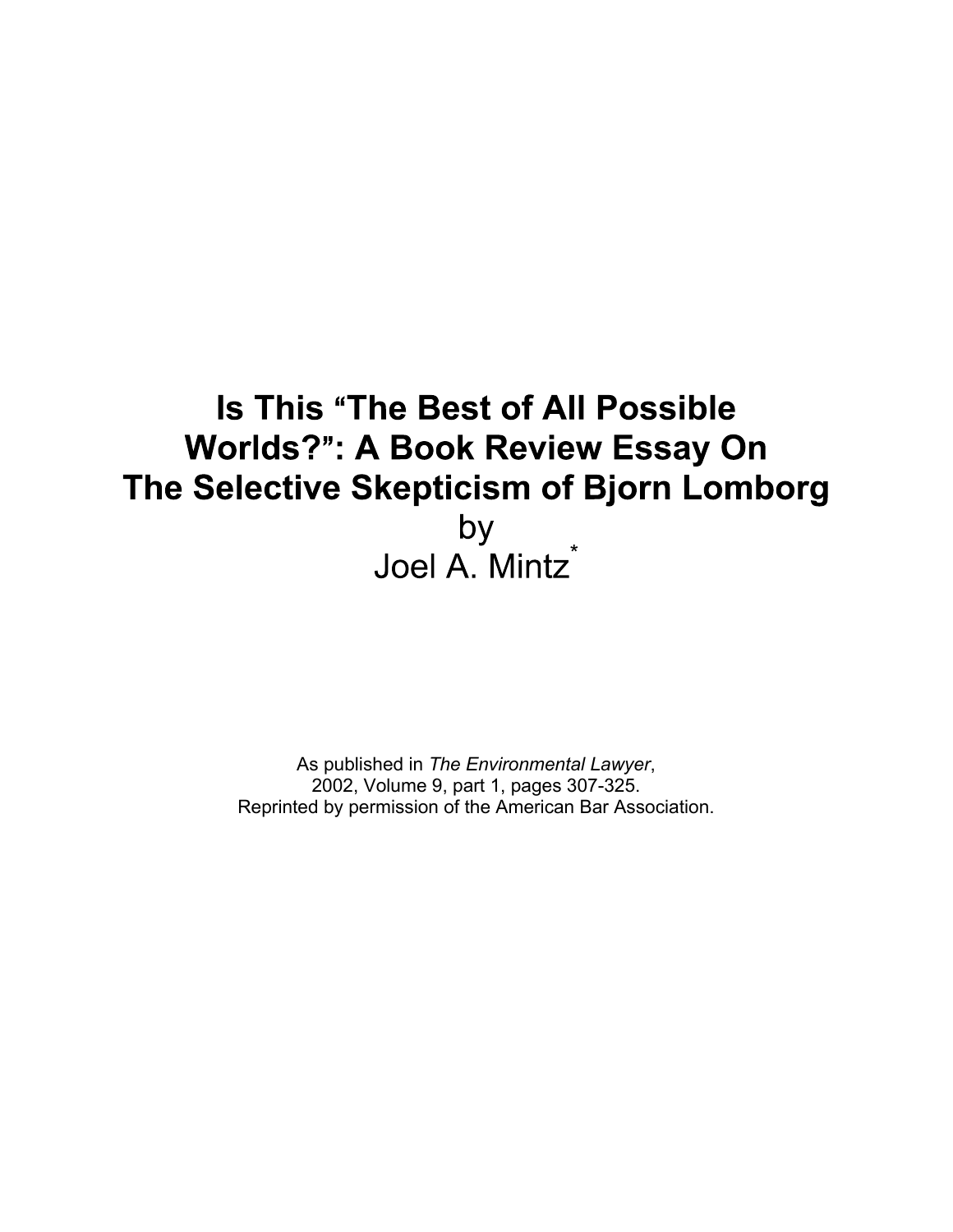# Is This "The Best of All Possible Worlds?": A Book Review Essay On The Selective Skepticism of Bjorn Lomborg

by

Joel A. Mintz*

As published in *The Environmental Lawyer*,
2002, Volume 9, part 1, pages 307-325.
Reprinted by permission of the American Bar Association.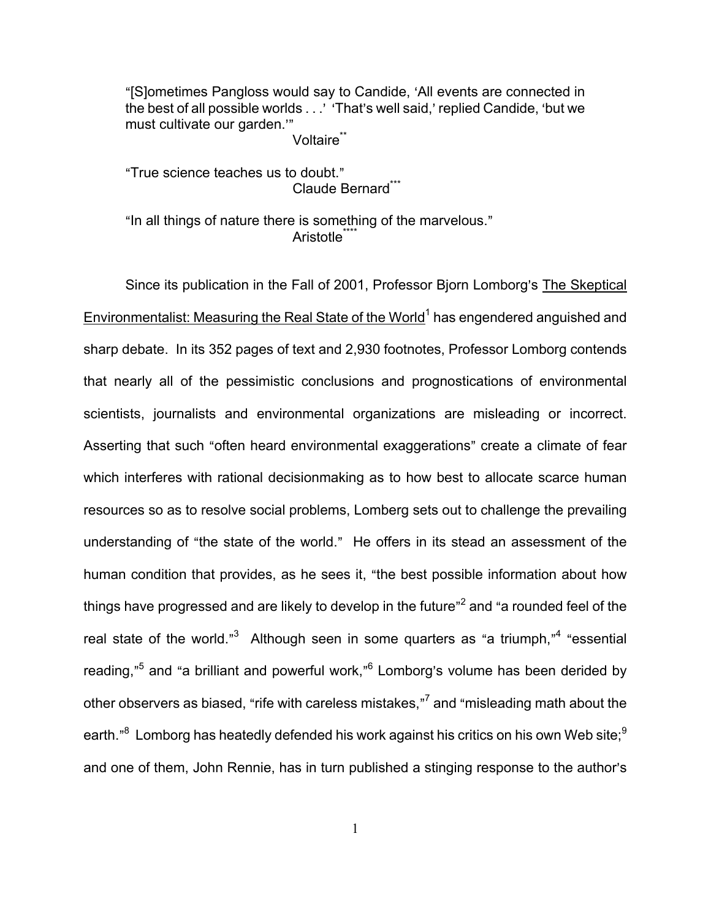"[S]ometimes Pangloss would say to Candide, 'All events are connected in the best of all possible worlds . . .' 'That's well said,' replied Candide, 'but we must cultivate our garden.'"

Voltaire[**]

"True science teaches us to doubt."

Claude Bernard[***]

"In all things of nature there is something of the marvelous."

Aristotle[****]

Since its publication in the Fall of 2001, Professor Bjorn Lomborg's The Skeptical Environmentalist: Measuring the Real State of the World[1] has engendered anguished and sharp debate. In its 352 pages of text and 2,930 footnotes, Professor Lomborg contends that nearly all of the pessimistic conclusions and prognostications of environmental scientists, journalists and environmental organizations are misleading or incorrect. Asserting that such "often heard environmental exaggerations" create a climate of fear which interferes with rational decisionmaking as to how best to allocate scarce human resources so as to resolve social problems, Lomborg sets out to challenge the prevailing understanding of "the state of the world." He offers in its stead an assessment of the human condition that provides, as he sees it, "the best possible information about how things have progressed and are likely to develop in the future"[2] and "a rounded feel of the real state of the world."[3] Although seen in some quarters as "a triumph,"[4] "essential reading,"[5] and "a brilliant and powerful work,"[6] Lomborg's volume has been derided by other observers as biased, "rife with careless mistakes,"[7] and "misleading math about the earth."[8] Lomborg has heatedly defended his work against his critics on his own Web site;[9] and one of them, John Rennie, has in turn published a stinging response to the author's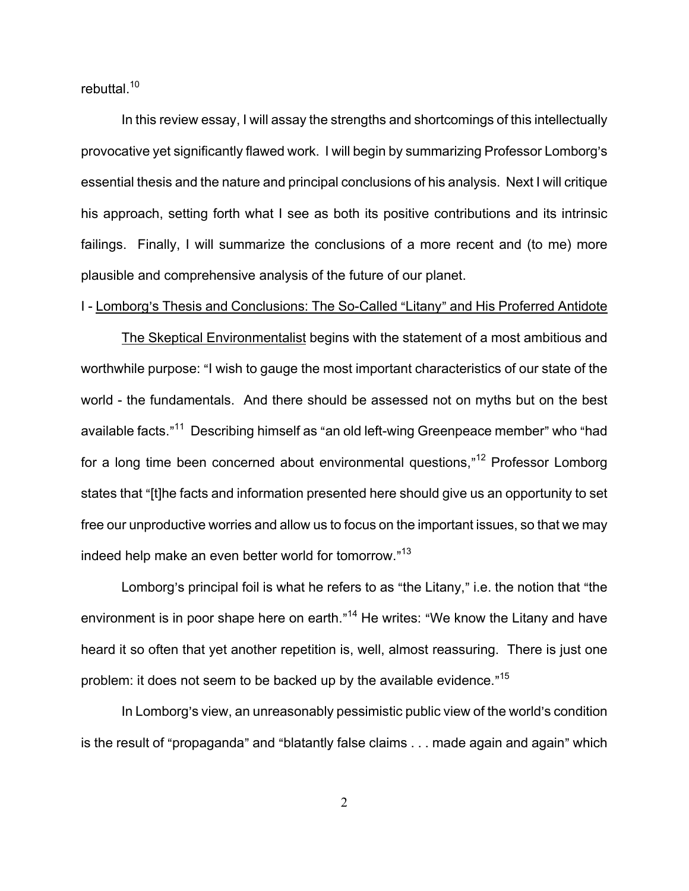rebuttal.[10]

In this review essay, I will assay the strengths and shortcomings of this intellectually provocative yet significantly flawed work. I will begin by summarizing Professor Lomborg's essential thesis and the nature and principal conclusions of his analysis. Next I will critique his approach, setting forth what I see as both its positive contributions and its intrinsic failings. Finally, I will summarize the conclusions of a more recent and (to me) more plausible and comprehensive analysis of the future of our planet.

## I - Lomborg's Thesis and Conclusions: The So-Called "Litany" and His Proferred Antidote

The Skeptical Environmentalist begins with the statement of a most ambitious and worthwhile purpose: "I wish to gauge the most important characteristics of our state of the world - the fundamentals. And there should be assessed not on myths but on the best available facts."[11] Describing himself as "an old left-wing Greenpeace member" who "had for a long time been concerned about environmental questions,"[12] Professor Lomborg states that "[t]he facts and information presented here should give us an opportunity to set free our unproductive worries and allow us to focus on the important issues, so that we may indeed help make an even better world for tomorrow."[13]

Lomborg's principal foil is what he refers to as "the Litany," i.e. the notion that "the environment is in poor shape here on earth."[14] He writes: "We know the Litany and have heard it so often that yet another repetition is, well, almost reassuring. There is just one problem: it does not seem to be backed up by the available evidence."[15]

In Lomborg's view, an unreasonably pessimistic public view of the world's condition is the result of "propaganda" and "blatantly false claims . . . made again and again" which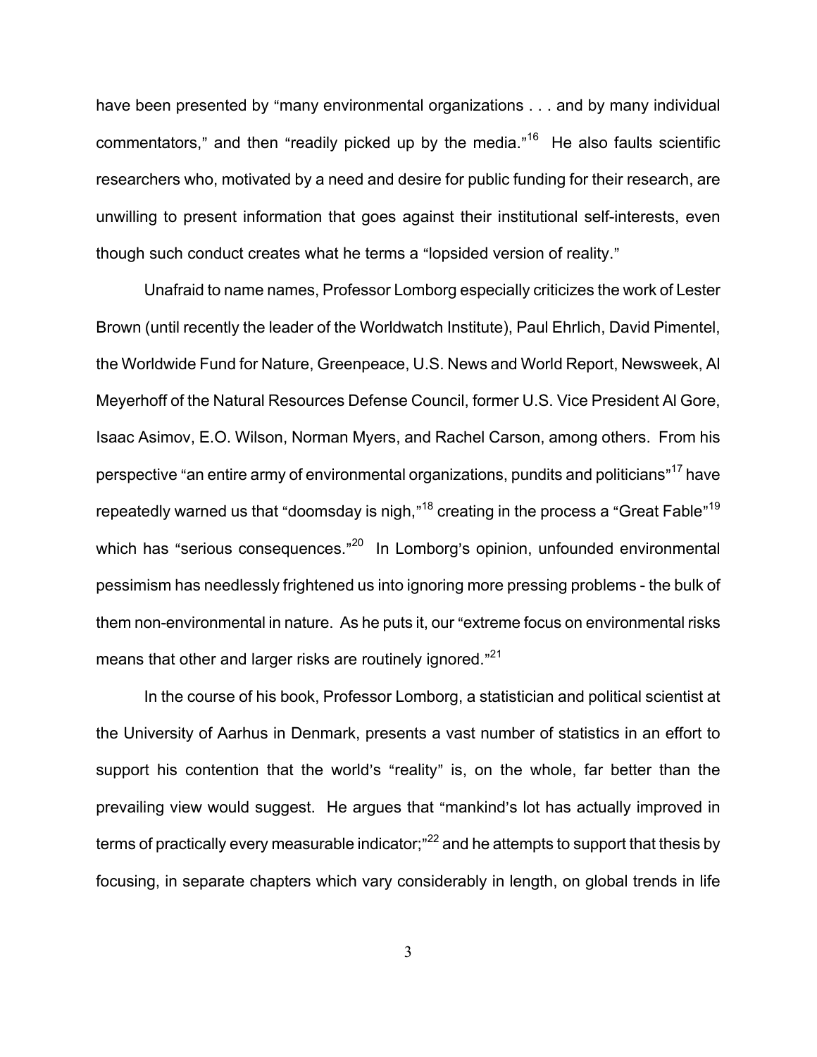have been presented by "many environmental organizations . . . and by many individual commentators," and then "readily picked up by the media."[16] He also faults scientific researchers who, motivated by a need and desire for public funding for their research, are unwilling to present information that goes against their institutional self-interests, even though such conduct creates what he terms a "lopsided version of reality."

Unafraid to name names, Professor Lomborg especially criticizes the work of Lester Brown (until recently the leader of the Worldwatch Institute), Paul Ehrlich, David Pimentel, the Worldwide Fund for Nature, Greenpeace, U.S. News and World Report, Newsweek, Al Meyerhoff of the Natural Resources Defense Council, former U.S. Vice President Al Gore, Isaac Asimov, E.O. Wilson, Norman Myers, and Rachel Carson, among others. From his perspective "an entire army of environmental organizations, pundits and politicians"[17] have repeatedly warned us that "doomsday is nigh,"[18] creating in the process a "Great Fable"[19] which has "serious consequences."[20] In Lomborg's opinion, unfounded environmental pessimism has needlessly frightened us into ignoring more pressing problems - the bulk of them non-environmental in nature. As he puts it, our "extreme focus on environmental risks means that other and larger risks are routinely ignored."[21]

In the course of his book, Professor Lomborg, a statistician and political scientist at the University of Aarhus in Denmark, presents a vast number of statistics in an effort to support his contention that the world's "reality" is, on the whole, far better than the prevailing view would suggest. He argues that "mankind's lot has actually improved in terms of practically every measurable indicator;"[22] and he attempts to support that thesis by focusing, in separate chapters which vary considerably in length, on global trends in life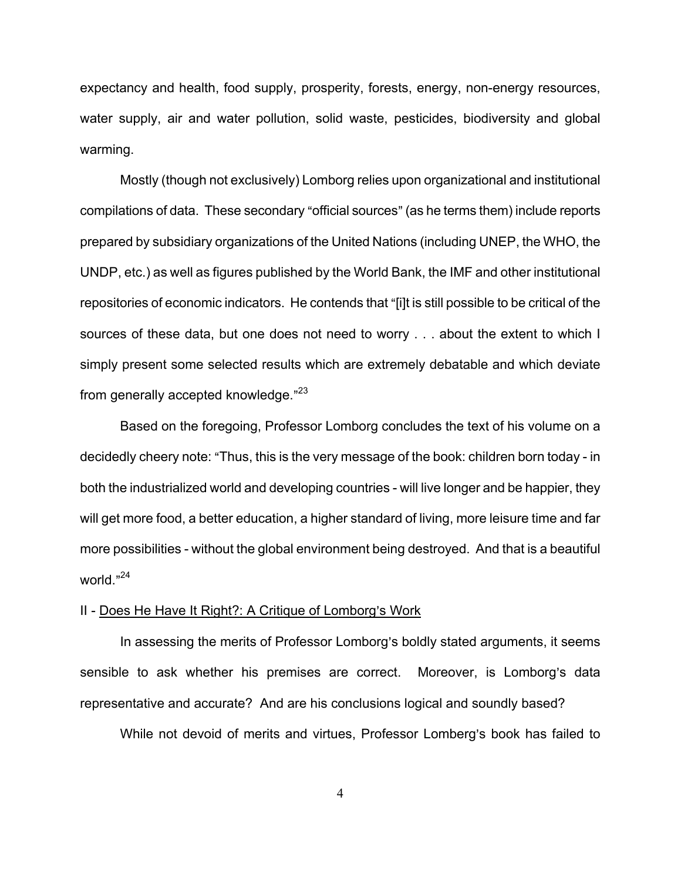expectancy and health, food supply, prosperity, forests, energy, non-energy resources, water supply, air and water pollution, solid waste, pesticides, biodiversity and global warming.

Mostly (though not exclusively) Lomborg relies upon organizational and institutional compilations of data. These secondary "official sources" (as he terms them) include reports prepared by subsidiary organizations of the United Nations (including UNEP, the WHO, the UNDP, etc.) as well as figures published by the World Bank, the IMF and other institutional repositories of economic indicators. He contends that "[i]t is still possible to be critical of the sources of these data, but one does not need to worry . . . about the extent to which I simply present some selected results which are extremely debatable and which deviate from generally accepted knowledge."[23]

Based on the foregoing, Professor Lomborg concludes the text of his volume on a decidedly cheery note: "Thus, this is the very message of the book: children born today - in both the industrialized world and developing countries - will live longer and be happier, they will get more food, a better education, a higher standard of living, more leisure time and far more possibilities - without the global environment being destroyed. And that is a beautiful world."[24]

## II - Does He Have It Right?: A Critique of Lomborg's Work

In assessing the merits of Professor Lomborg's boldly stated arguments, it seems sensible to ask whether his premises are correct. Moreover, is Lomborg's data representative and accurate? And are his conclusions logical and soundly based?

While not devoid of merits and virtues, Professor Lomberg's book has failed to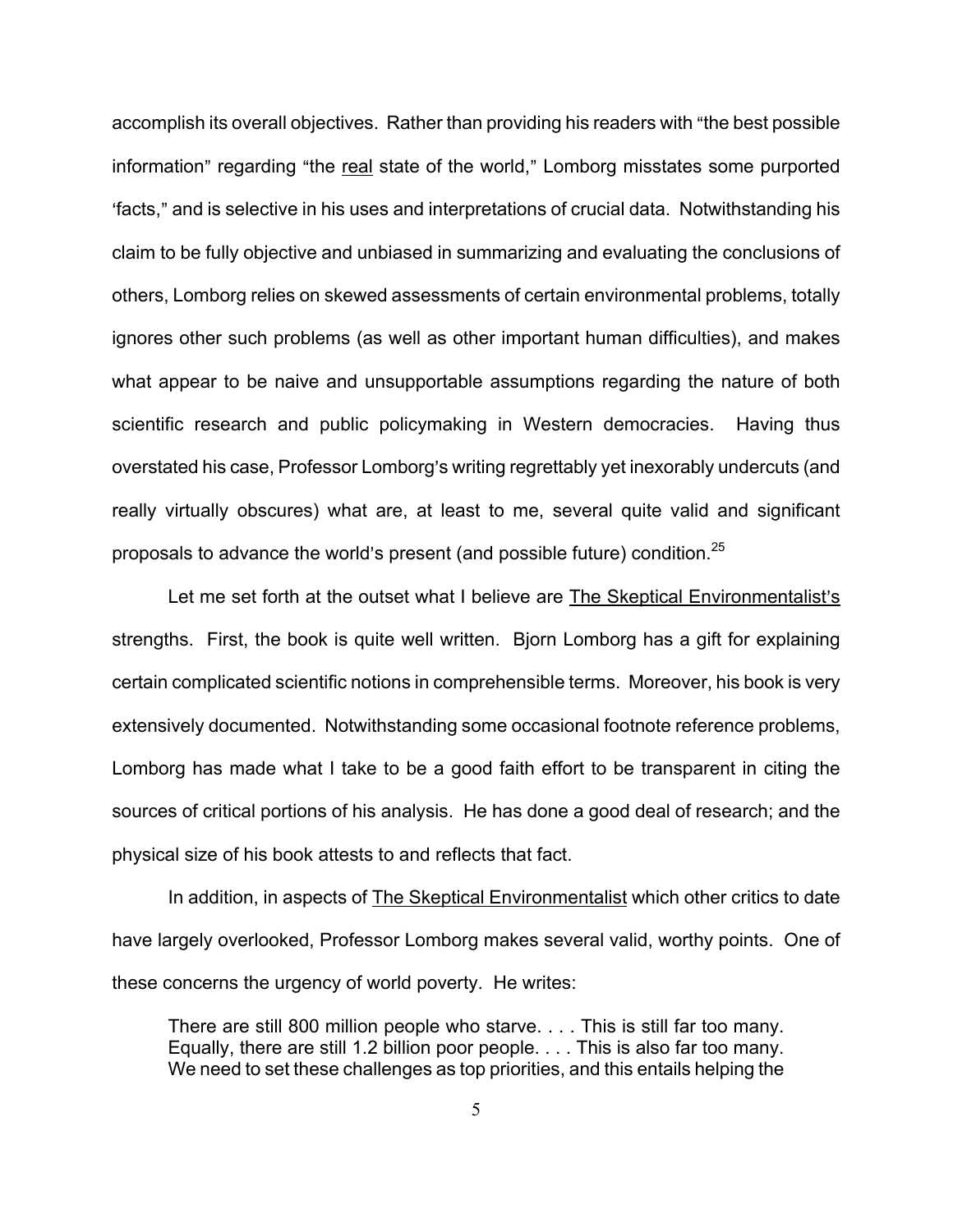accomplish its overall objectives. Rather than providing his readers with "the best possible information" regarding "the real state of the world," Lomborg misstates some purported 'facts," and is selective in his uses and interpretations of crucial data. Notwithstanding his claim to be fully objective and unbiased in summarizing and evaluating the conclusions of others, Lomborg relies on skewed assessments of certain environmental problems, totally ignores other such problems (as well as other important human difficulties), and makes what appear to be naive and unsupportable assumptions regarding the nature of both scientific research and public policymaking in Western democracies. Having thus overstated his case, Professor Lomborg's writing regrettably yet inexorably undercuts (and really virtually obscures) what are, at least to me, several quite valid and significant proposals to advance the world's present (and possible future) condition.[25]

Let me set forth at the outset what I believe are The Skeptical Environmentalist's strengths. First, the book is quite well written. Bjorn Lomborg has a gift for explaining certain complicated scientific notions in comprehensible terms. Moreover, his book is very extensively documented. Notwithstanding some occasional footnote reference problems, Lomborg has made what I take to be a good faith effort to be transparent in citing the sources of critical portions of his analysis. He has done a good deal of research; and the physical size of his book attests to and reflects that fact.

In addition, in aspects of The Skeptical Environmentalist which other critics to date have largely overlooked, Professor Lomborg makes several valid, worthy points. One of these concerns the urgency of world poverty. He writes:

> There are still 800 million people who starve. . . . This is still far too many. Equally, there are still 1.2 billion poor people. . . . This is also far too many. We need to set these challenges as top priorities, and this entails helping the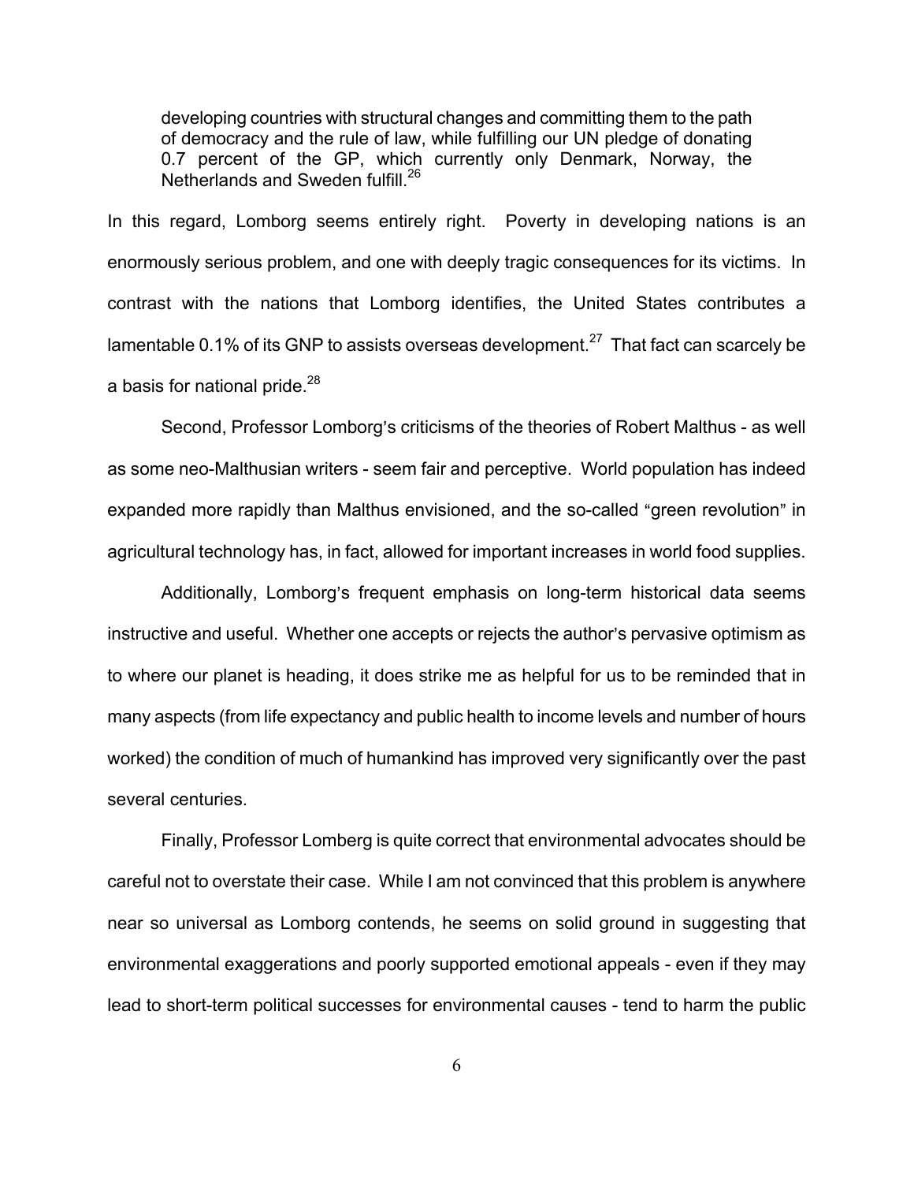> developing countries with structural changes and committing them to the path of democracy and the rule of law, while fulfilling our UN pledge of donating 0.7 percent of the GP, which currently only Denmark, Norway, the Netherlands and Sweden fulfill.[26]

In this regard, Lomborg seems entirely right. Poverty in developing nations is an enormously serious problem, and one with deeply tragic consequences for its victims. In contrast with the nations that Lomborg identifies, the United States contributes a lamentable 0.1% of its GNP to assists overseas development.[27] That fact can scarcely be a basis for national pride.[28]

Second, Professor Lomborg's criticisms of the theories of Robert Malthus - as well as some neo-Malthusian writers - seem fair and perceptive. World population has indeed expanded more rapidly than Malthus envisioned, and the so-called "green revolution" in agricultural technology has, in fact, allowed for important increases in world food supplies.

Additionally, Lomborg's frequent emphasis on long-term historical data seems instructive and useful. Whether one accepts or rejects the author's pervasive optimism as to where our planet is heading, it does strike me as helpful for us to be reminded that in many aspects (from life expectancy and public health to income levels and number of hours worked) the condition of much of humankind has improved very significantly over the past several centuries.

Finally, Professor Lomberg is quite correct that environmental advocates should be careful not to overstate their case. While I am not convinced that this problem is anywhere near so universal as Lomborg contends, he seems on solid ground in suggesting that environmental exaggerations and poorly supported emotional appeals - even if they may lead to short-term political successes for environmental causes - tend to harm the public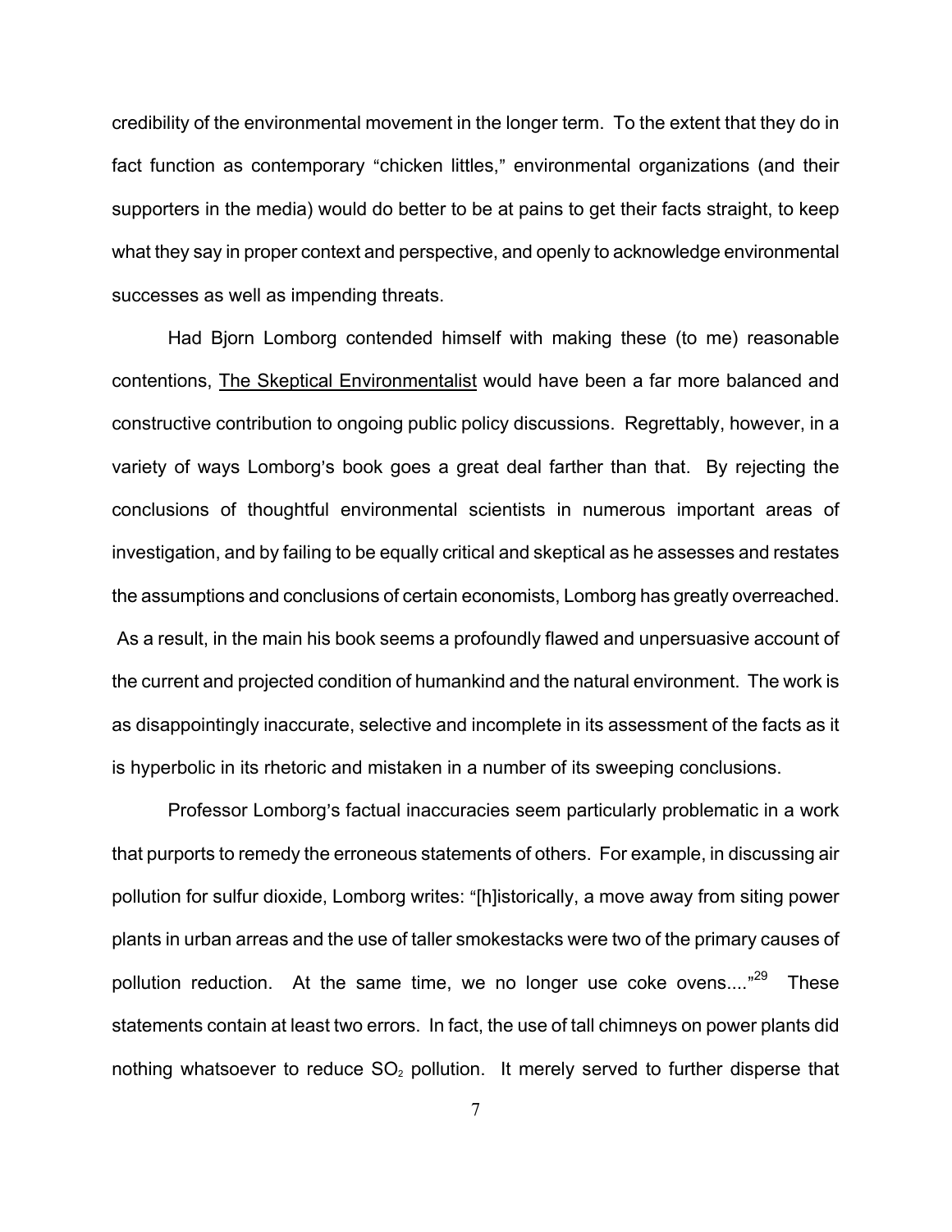credibility of the environmental movement in the longer term. To the extent that they do in fact function as contemporary "chicken littles," environmental organizations (and their supporters in the media) would do better to be at pains to get their facts straight, to keep what they say in proper context and perspective, and openly to acknowledge environmental successes as well as impending threats.

Had Bjorn Lomborg contended himself with making these (to me) reasonable contentions, The Skeptical Environmentalist would have been a far more balanced and constructive contribution to ongoing public policy discussions. Regrettably, however, in a variety of ways Lomborg's book goes a great deal farther than that. By rejecting the conclusions of thoughtful environmental scientists in numerous important areas of investigation, and by failing to be equally critical and skeptical as he assesses and restates the assumptions and conclusions of certain economists, Lomborg has greatly overreached. As a result, in the main his book seems a profoundly flawed and unpersuasive account of the current and projected condition of humankind and the natural environment. The work is as disappointingly inaccurate, selective and incomplete in its assessment of the facts as it is hyperbolic in its rhetoric and mistaken in a number of its sweeping conclusions.

Professor Lomborg's factual inaccuracies seem particularly problematic in a work that purports to remedy the erroneous statements of others. For example, in discussing air pollution for sulfur dioxide, Lomborg writes: "[h]istorically, a move away from siting power plants in urban arreas and the use of taller smokestacks were two of the primary causes of pollution reduction. At the same time, we no longer use coke ovens...."[29] These statements contain at least two errors. In fact, the use of tall chimneys on power plants did nothing whatsoever to reduce $SO_2$ pollution. It merely served to further disperse that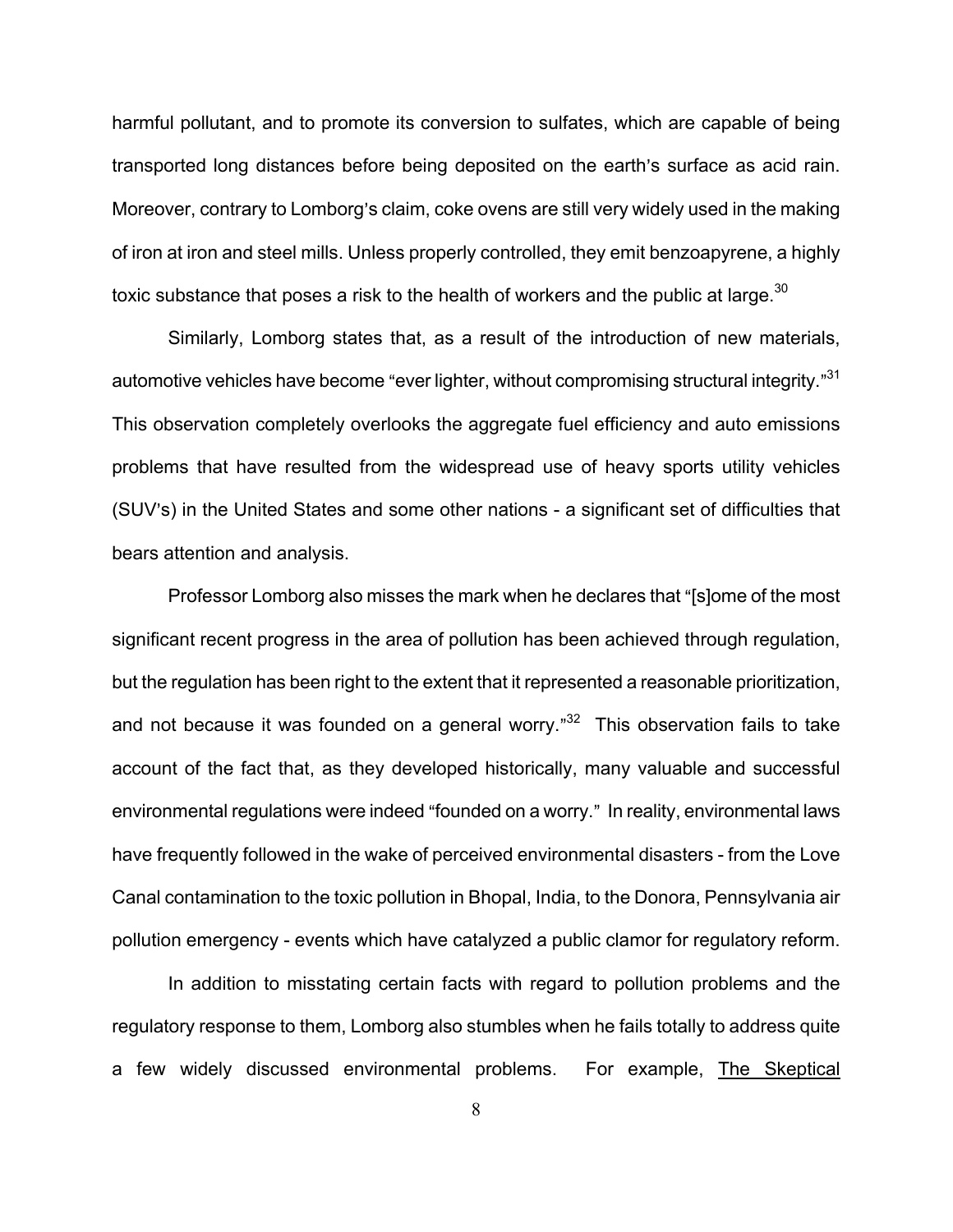harmful pollutant, and to promote its conversion to sulfates, which are capable of being transported long distances before being deposited on the earth's surface as acid rain. Moreover, contrary to Lomborg's claim, coke ovens are still very widely used in the making of iron at iron and steel mills. Unless properly controlled, they emit benzoapyrene, a highly toxic substance that poses a risk to the health of workers and the public at large.[30]

Similarly, Lomborg states that, as a result of the introduction of new materials, automotive vehicles have become "ever lighter, without compromising structural integrity."[31] This observation completely overlooks the aggregate fuel efficiency and auto emissions problems that have resulted from the widespread use of heavy sports utility vehicles (SUV's) in the United States and some other nations - a significant set of difficulties that bears attention and analysis.

Professor Lomborg also misses the mark when he declares that "[s]ome of the most significant recent progress in the area of pollution has been achieved through regulation, but the regulation has been right to the extent that it represented a reasonable prioritization, and not because it was founded on a general worry."[32] This observation fails to take account of the fact that, as they developed historically, many valuable and successful environmental regulations were indeed "founded on a worry." In reality, environmental laws have frequently followed in the wake of perceived environmental disasters - from the Love Canal contamination to the toxic pollution in Bhopal, India, to the Donora, Pennsylvania air pollution emergency - events which have catalyzed a public clamor for regulatory reform.

In addition to misstating certain facts with regard to pollution problems and the regulatory response to them, Lomborg also stumbles when he fails totally to address quite a few widely discussed environmental problems. For example, <u>The Skeptical</u>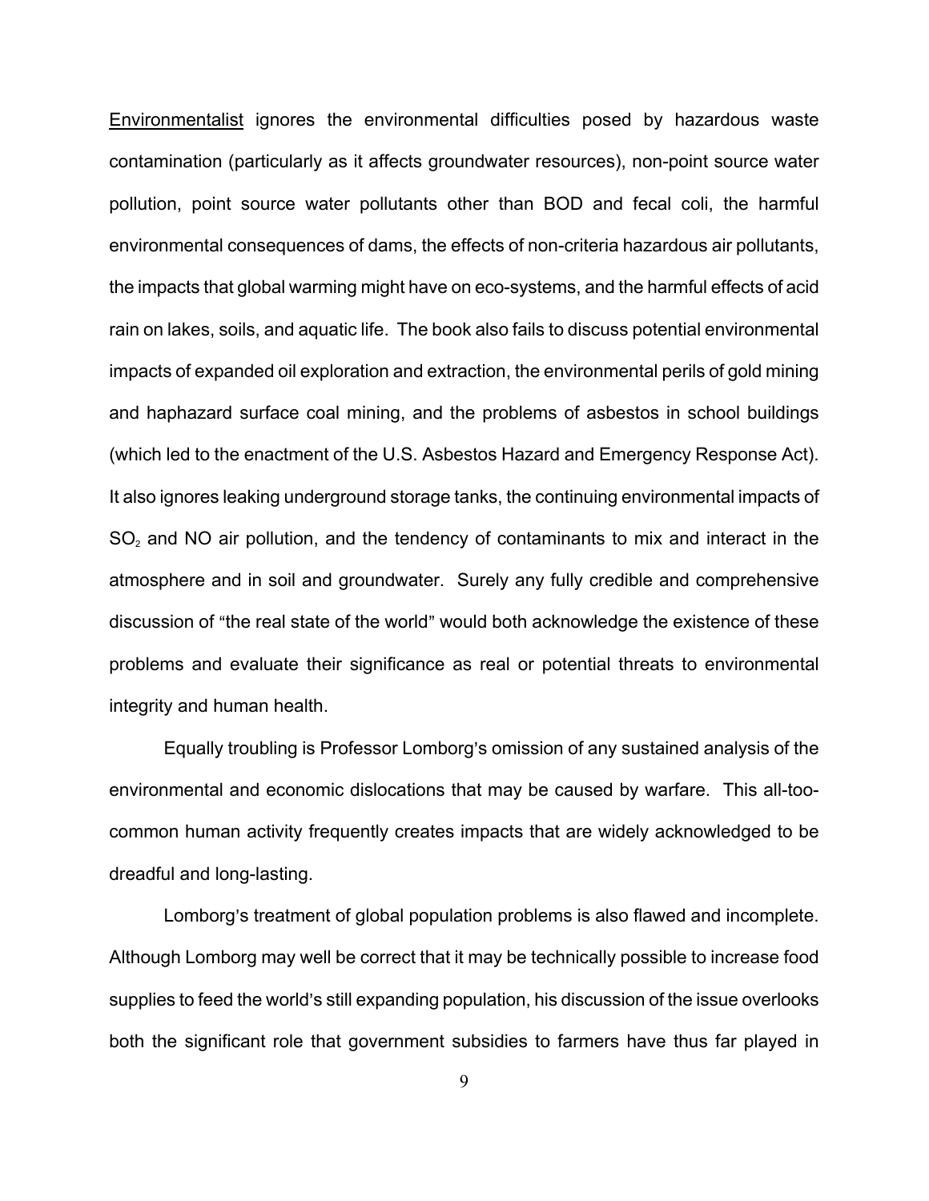Environmentalist ignores the environmental difficulties posed by hazardous waste contamination (particularly as it affects groundwater resources), non-point source water pollution, point source water pollutants other than BOD and fecal coli, the harmful environmental consequences of dams, the effects of non-criteria hazardous air pollutants, the impacts that global warming might have on eco-systems, and the harmful effects of acid rain on lakes, soils, and aquatic life. The book also fails to discuss potential environmental impacts of expanded oil exploration and extraction, the environmental perils of gold mining and haphazard surface coal mining, and the problems of asbestos in school buildings (which led to the enactment of the U.S. Asbestos Hazard and Emergency Response Act). It also ignores leaking underground storage tanks, the continuing environmental impacts of $SO_2$ and NO air pollution, and the tendency of contaminants to mix and interact in the atmosphere and in soil and groundwater. Surely any fully credible and comprehensive discussion of "the real state of the world" would both acknowledge the existence of these problems and evaluate their significance as real or potential threats to environmental integrity and human health.

Equally troubling is Professor Lomborg's omission of any sustained analysis of the environmental and economic dislocations that may be caused by warfare. This all-too-common human activity frequently creates impacts that are widely acknowledged to be dreadful and long-lasting.

Lomborg's treatment of global population problems is also flawed and incomplete. Although Lomborg may well be correct that it may be technically possible to increase food supplies to feed the world's still expanding population, his discussion of the issue overlooks both the significant role that government subsidies to farmers have thus far played in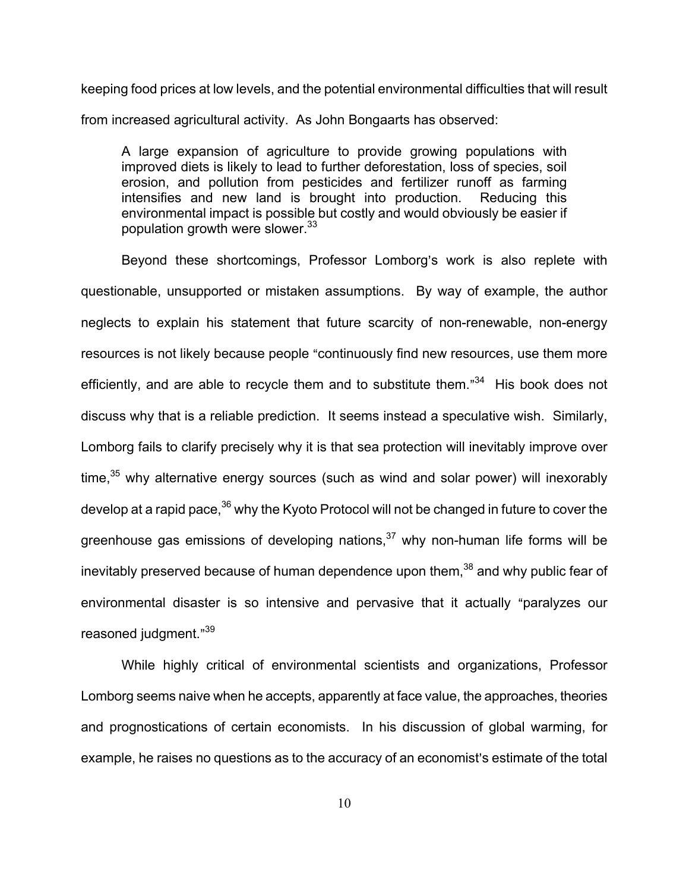keeping food prices at low levels, and the potential environmental difficulties that will result from increased agricultural activity. As John Bongaarts has observed:

> A large expansion of agriculture to provide growing populations with improved diets is likely to lead to further deforestation, loss of species, soil erosion, and pollution from pesticides and fertilizer runoff as farming intensifies and new land is brought into production. Reducing this environmental impact is possible but costly and would obviously be easier if population growth were slower.[33]

Beyond these shortcomings, Professor Lomborg's work is also replete with questionable, unsupported or mistaken assumptions. By way of example, the author neglects to explain his statement that future scarcity of non-renewable, non-energy resources is not likely because people "continuously find new resources, use them more efficiently, and are able to recycle them and to substitute them."[34] His book does not discuss why that is a reliable prediction. It seems instead a speculative wish. Similarly, Lomborg fails to clarify precisely why it is that sea protection will inevitably improve over time,[35] why alternative energy sources (such as wind and solar power) will inexorably develop at a rapid pace,[36] why the Kyoto Protocol will not be changed in future to cover the greenhouse gas emissions of developing nations,[37] why non-human life forms will be inevitably preserved because of human dependence upon them,[38] and why public fear of environmental disaster is so intensive and pervasive that it actually "paralyzes our reasoned judgment."[39]

While highly critical of environmental scientists and organizations, Professor Lomborg seems naive when he accepts, apparently at face value, the approaches, theories and prognostications of certain economists. In his discussion of global warming, for example, he raises no questions as to the accuracy of an economist's estimate of the total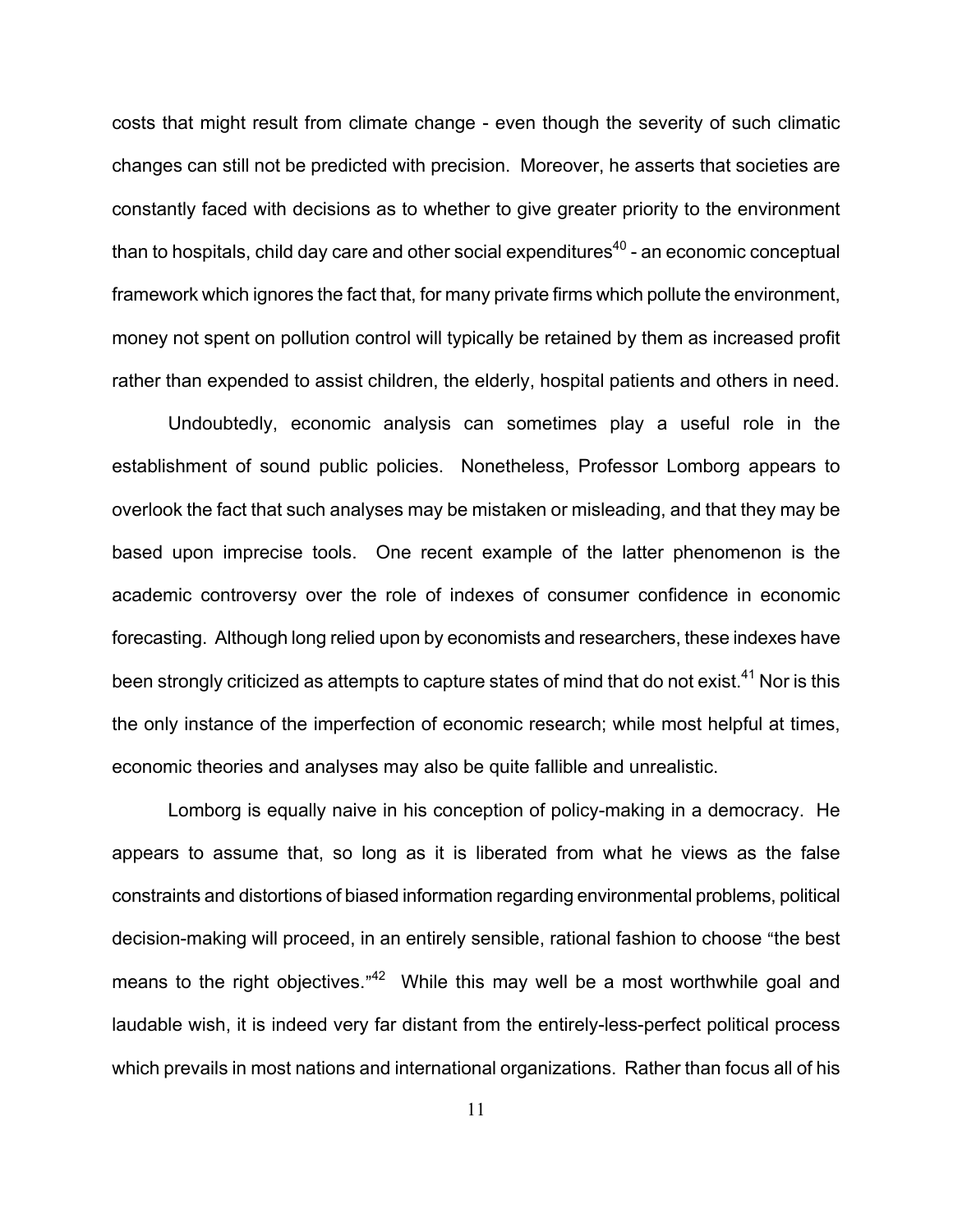costs that might result from climate change - even though the severity of such climatic changes can still not be predicted with precision. Moreover, he asserts that societies are constantly faced with decisions as to whether to give greater priority to the environment than to hospitals, child day care and other social expenditures[40] - an economic conceptual framework which ignores the fact that, for many private firms which pollute the environment, money not spent on pollution control will typically be retained by them as increased profit rather than expended to assist children, the elderly, hospital patients and others in need.

Undoubtedly, economic analysis can sometimes play a useful role in the establishment of sound public policies. Nonetheless, Professor Lomborg appears to overlook the fact that such analyses may be mistaken or misleading, and that they may be based upon imprecise tools. One recent example of the latter phenomenon is the academic controversy over the role of indexes of consumer confidence in economic forecasting. Although long relied upon by economists and researchers, these indexes have been strongly criticized as attempts to capture states of mind that do not exist.[41] Nor is this the only instance of the imperfection of economic research; while most helpful at times, economic theories and analyses may also be quite fallible and unrealistic.

Lomborg is equally naive in his conception of policy-making in a democracy. He appears to assume that, so long as it is liberated from what he views as the false constraints and distortions of biased information regarding environmental problems, political decision-making will proceed, in an entirely sensible, rational fashion to choose "the best means to the right objectives."[42] While this may well be a most worthwhile goal and laudable wish, it is indeed very far distant from the entirely-less-perfect political process which prevails in most nations and international organizations. Rather than focus all of his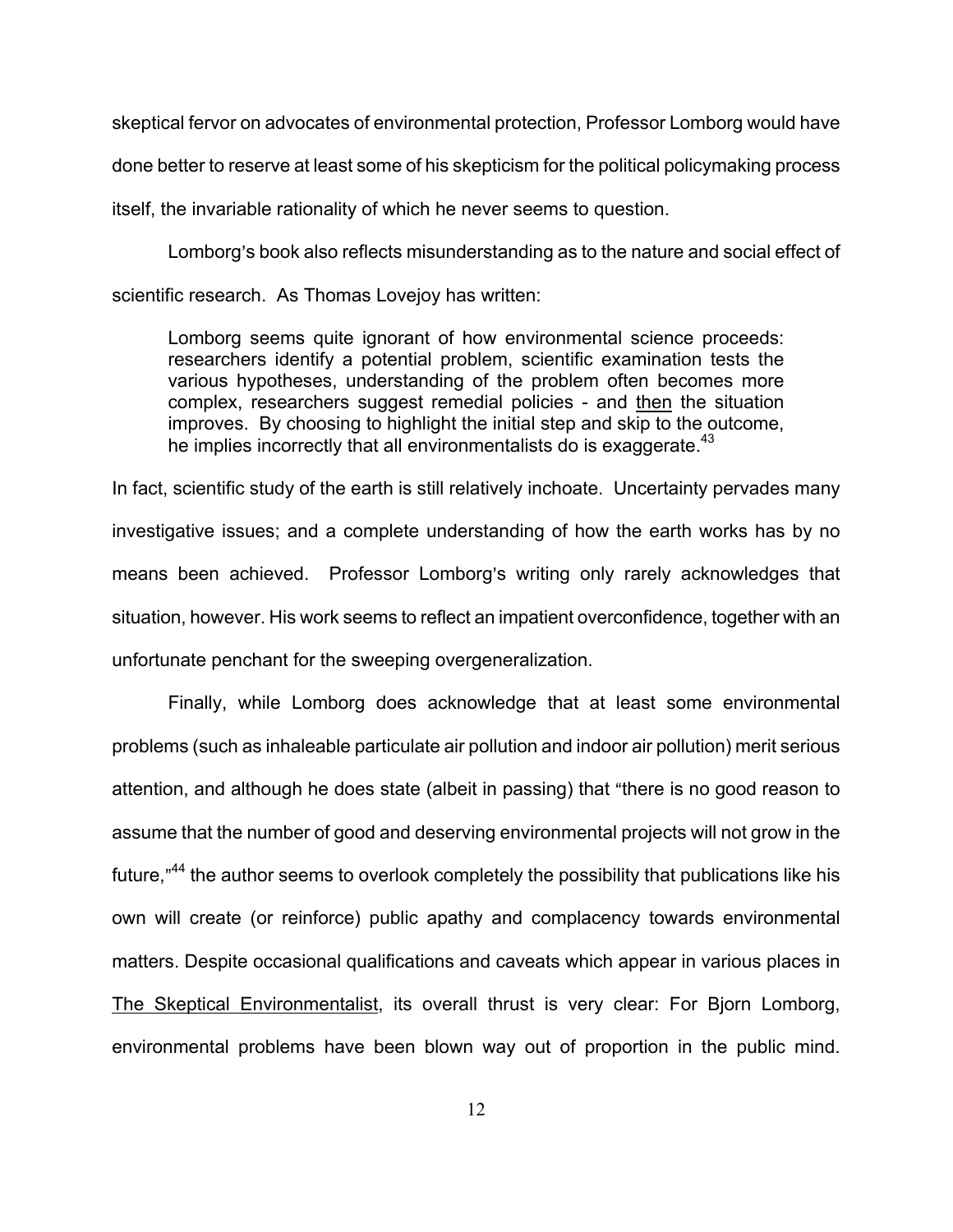skeptical fervor on advocates of environmental protection, Professor Lomborg would have done better to reserve at least some of his skepticism for the political policymaking process itself, the invariable rationality of which he never seems to question.

Lomborg's book also reflects misunderstanding as to the nature and social effect of scientific research. As Thomas Lovejoy has written:

> Lomborg seems quite ignorant of how environmental science proceeds: researchers identify a potential problem, scientific examination tests the various hypotheses, understanding of the problem often becomes more complex, researchers suggest remedial policies - and <u>then</u> the situation improves. By choosing to highlight the initial step and skip to the outcome, he implies incorrectly that all environmentalists do is exaggerate.[43]

In fact, scientific study of the earth is still relatively inchoate. Uncertainty pervades many investigative issues; and a complete understanding of how the earth works has by no means been achieved. Professor Lomborg's writing only rarely acknowledges that situation, however. His work seems to reflect an impatient overconfidence, together with an unfortunate penchant for the sweeping overgeneralization.

Finally, while Lomborg does acknowledge that at least some environmental problems (such as inhaleable particulate air pollution and indoor air pollution) merit serious attention, and although he does state (albeit in passing) that "there is no good reason to assume that the number of good and deserving environmental projects will not grow in the future,"[44] the author seems to overlook completely the possibility that publications like his own will create (or reinforce) public apathy and complacency towards environmental matters. Despite occasional qualifications and caveats which appear in various places in <u>The Skeptical Environmentalist</u>, its overall thrust is very clear: For Bjorn Lomborg, environmental problems have been blown way out of proportion in the public mind.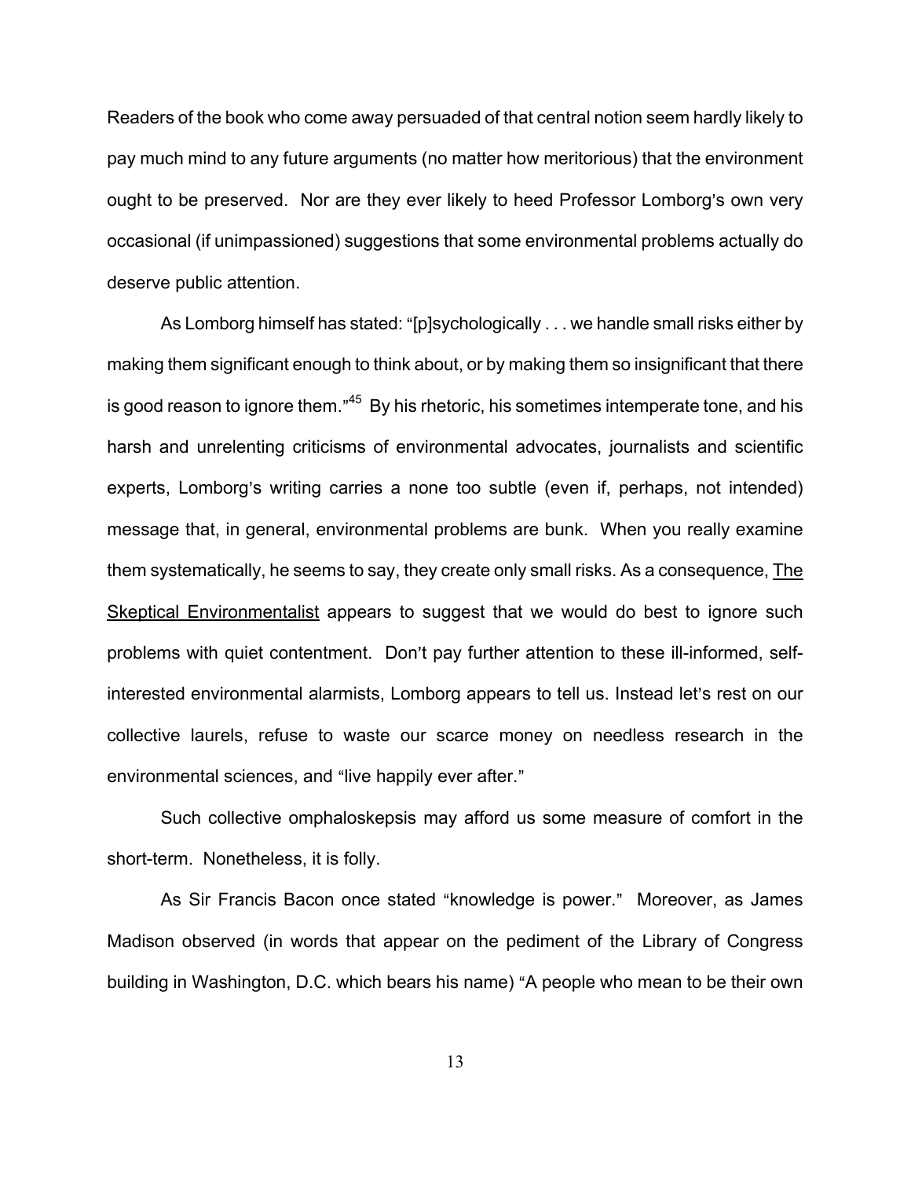Readers of the book who come away persuaded of that central notion seem hardly likely to pay much mind to any future arguments (no matter how meritorious) that the environment ought to be preserved. Nor are they ever likely to heed Professor Lomborg's own very occasional (if unimpassioned) suggestions that some environmental problems actually do deserve public attention.

As Lomborg himself has stated: "[p]sychologically . . . we handle small risks either by making them significant enough to think about, or by making them so insignificant that there is good reason to ignore them."[45] By his rhetoric, his sometimes intemperate tone, and his harsh and unrelenting criticisms of environmental advocates, journalists and scientific experts, Lomborg's writing carries a none too subtle (even if, perhaps, not intended) message that, in general, environmental problems are bunk. When you really examine them systematically, he seems to say, they create only small risks. As a consequence, <u>The Skeptical Environmentalist</u> appears to suggest that we would do best to ignore such problems with quiet contentment. Don't pay further attention to these ill-informed, self-interested environmental alarmists, Lomborg appears to tell us. Instead let's rest on our collective laurels, refuse to waste our scarce money on needless research in the environmental sciences, and "live happily ever after."

Such collective omphaloskepsis may afford us some measure of comfort in the short-term. Nonetheless, it is folly.

As Sir Francis Bacon once stated "knowledge is power." Moreover, as James Madison observed (in words that appear on the pediment of the Library of Congress building in Washington, D.C. which bears his name) "A people who mean to be their own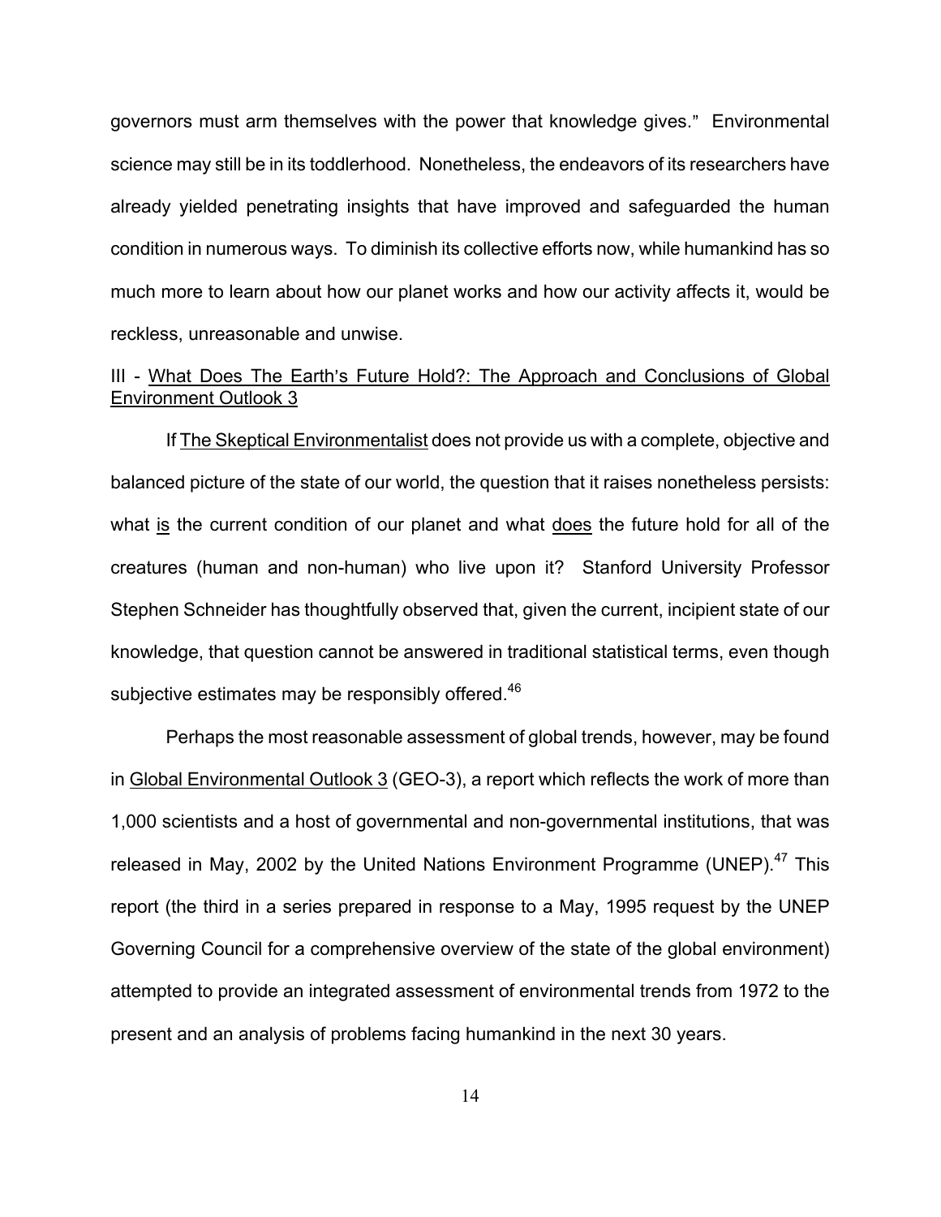governors must arm themselves with the power that knowledge gives." Environmental science may still be in its toddlerhood. Nonetheless, the endeavors of its researchers have already yielded penetrating insights that have improved and safeguarded the human condition in numerous ways. To diminish its collective efforts now, while humankind has so much more to learn about how our planet works and how our activity affects it, would be reckless, unreasonable and unwise.

## III - What Does The Earth's Future Hold?: The Approach and Conclusions of Global Environment Outlook 3

If The Skeptical Environmentalist does not provide us with a complete, objective and balanced picture of the state of our world, the question that it raises nonetheless persists: what is the current condition of our planet and what does the future hold for all of the creatures (human and non-human) who live upon it? Stanford University Professor Stephen Schneider has thoughtfully observed that, given the current, incipient state of our knowledge, that question cannot be answered in traditional statistical terms, even though subjective estimates may be responsibly offered.[46]

Perhaps the most reasonable assessment of global trends, however, may be found in Global Environmental Outlook 3 (GEO-3), a report which reflects the work of more than 1,000 scientists and a host of governmental and non-governmental institutions, that was released in May, 2002 by the United Nations Environment Programme (UNEP).[47] This report (the third in a series prepared in response to a May, 1995 request by the UNEP Governing Council for a comprehensive overview of the state of the global environment) attempted to provide an integrated assessment of environmental trends from 1972 to the present and an analysis of problems facing humankind in the next 30 years.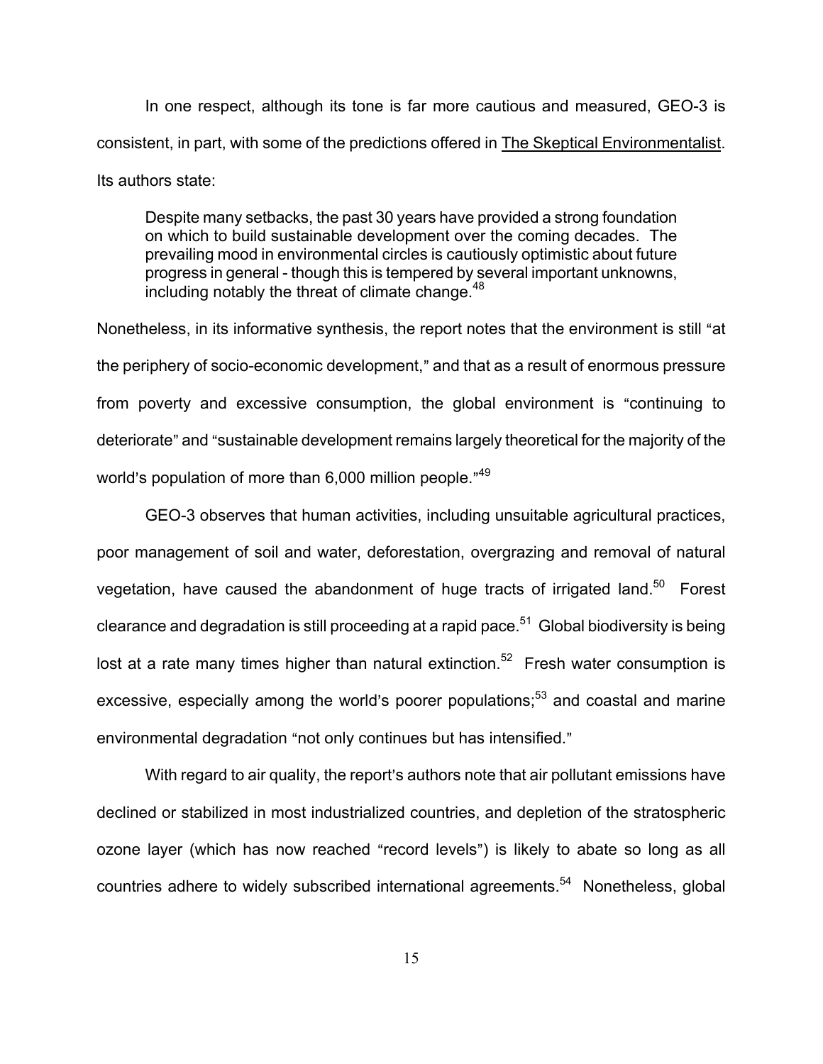In one respect, although its tone is far more cautious and measured, GEO-3 is consistent, in part, with some of the predictions offered in The Skeptical Environmentalist. Its authors state:

> Despite many setbacks, the past 30 years have provided a strong foundation on which to build sustainable development over the coming decades. The prevailing mood in environmental circles is cautiously optimistic about future progress in general - though this is tempered by several important unknowns, including notably the threat of climate change.[48]

Nonetheless, in its informative synthesis, the report notes that the environment is still "at the periphery of socio-economic development," and that as a result of enormous pressure from poverty and excessive consumption, the global environment is "continuing to deteriorate" and "sustainable development remains largely theoretical for the majority of the world's population of more than 6,000 million people."[49]

GEO-3 observes that human activities, including unsuitable agricultural practices, poor management of soil and water, deforestation, overgrazing and removal of natural vegetation, have caused the abandonment of huge tracts of irrigated land.[50] Forest clearance and degradation is still proceeding at a rapid pace.[51] Global biodiversity is being lost at a rate many times higher than natural extinction.[52] Fresh water consumption is excessive, especially among the world's poorer populations;[53] and coastal and marine environmental degradation "not only continues but has intensified."

With regard to air quality, the report's authors note that air pollutant emissions have declined or stabilized in most industrialized countries, and depletion of the stratospheric ozone layer (which has now reached "record levels") is likely to abate so long as all countries adhere to widely subscribed international agreements.[54] Nonetheless, global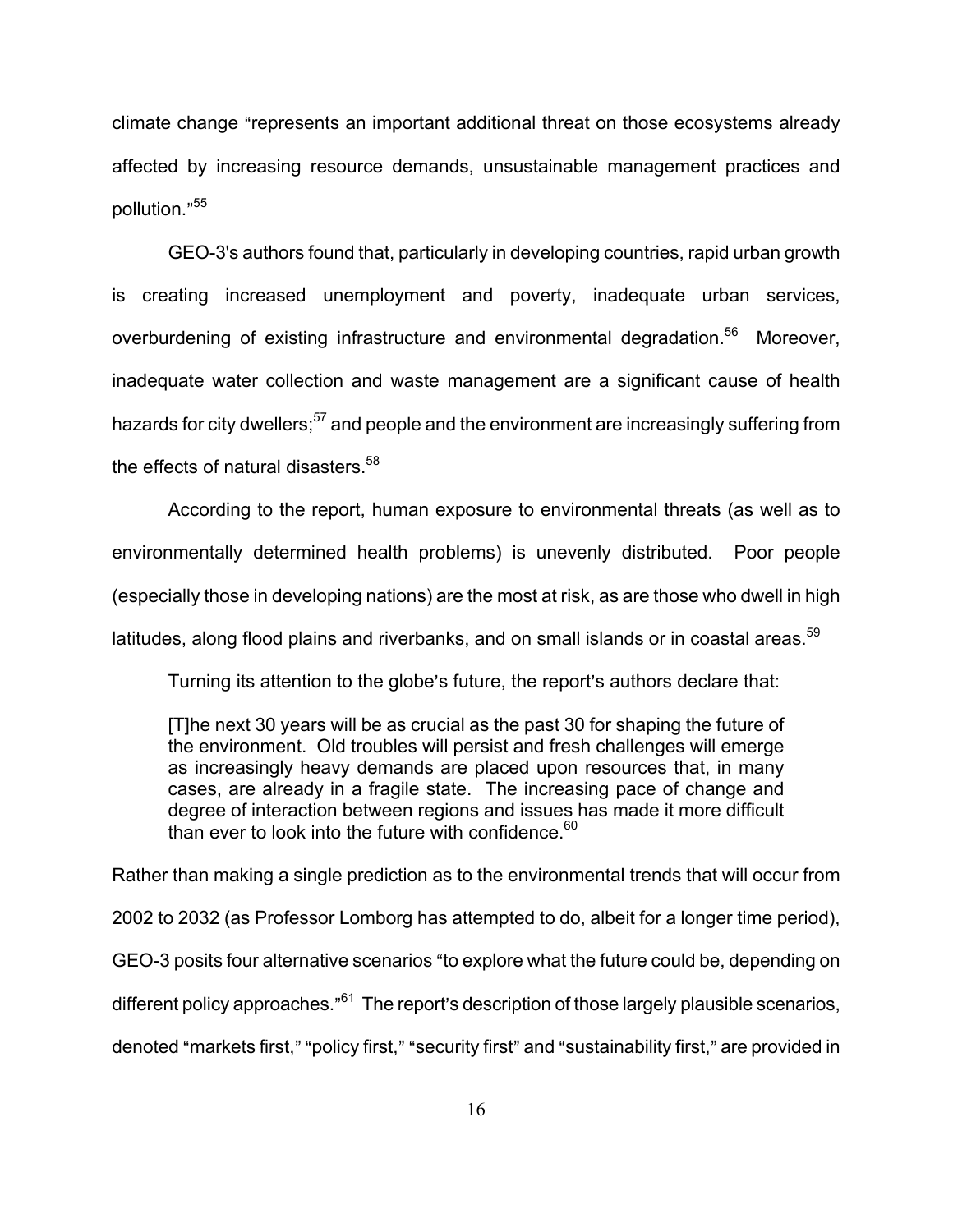climate change "represents an important additional threat on those ecosystems already affected by increasing resource demands, unsustainable management practices and pollution."[55]

GEO-3's authors found that, particularly in developing countries, rapid urban growth is creating increased unemployment and poverty, inadequate urban services, overburdening of existing infrastructure and environmental degradation.[56] Moreover, inadequate water collection and waste management are a significant cause of health hazards for city dwellers;[57] and people and the environment are increasingly suffering from the effects of natural disasters.[58]

According to the report, human exposure to environmental threats (as well as to environmentally determined health problems) is unevenly distributed. Poor people (especially those in developing nations) are the most at risk, as are those who dwell in high latitudes, along flood plains and riverbanks, and on small islands or in coastal areas.[59]

Turning its attention to the globe's future, the report's authors declare that:

> [T]he next 30 years will be as crucial as the past 30 for shaping the future of the environment. Old troubles will persist and fresh challenges will emerge as increasingly heavy demands are placed upon resources that, in many cases, are already in a fragile state. The increasing pace of change and degree of interaction between regions and issues has made it more difficult than ever to look into the future with confidence.[60]

Rather than making a single prediction as to the environmental trends that will occur from 2002 to 2032 (as Professor Lomborg has attempted to do, albeit for a longer time period), GEO-3 posits four alternative scenarios "to explore what the future could be, depending on different policy approaches."[61] The report's description of those largely plausible scenarios, denoted "markets first," "policy first," "security first" and "sustainability first," are provided in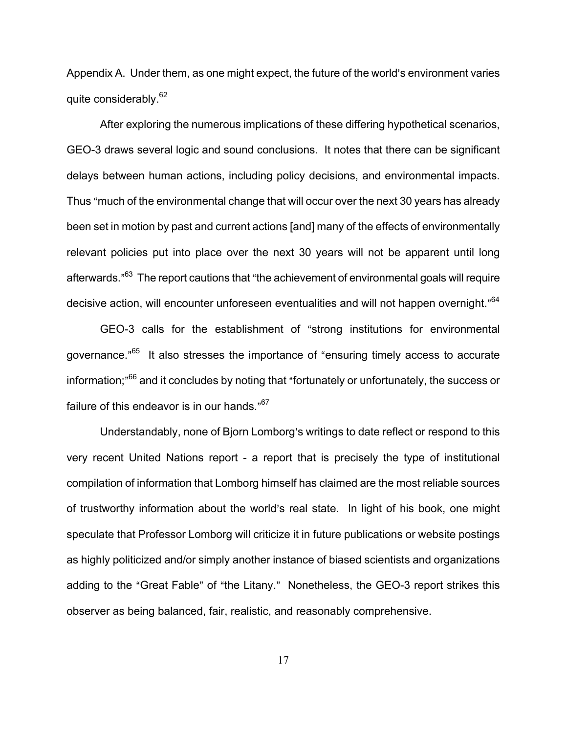Appendix A. Under them, as one might expect, the future of the world's environment varies quite considerably.[62]

After exploring the numerous implications of these differing hypothetical scenarios, GEO-3 draws several logic and sound conclusions. It notes that there can be significant delays between human actions, including policy decisions, and environmental impacts. Thus "much of the environmental change that will occur over the next 30 years has already been set in motion by past and current actions [and] many of the effects of environmentally relevant policies put into place over the next 30 years will not be apparent until long afterwards."[63] The report cautions that "the achievement of environmental goals will require decisive action, will encounter unforeseen eventualities and will not happen overnight."[64]

GEO-3 calls for the establishment of "strong institutions for environmental governance."[65] It also stresses the importance of "ensuring timely access to accurate information;"[66] and it concludes by noting that "fortunately or unfortunately, the success or failure of this endeavor is in our hands."[67]

Understandably, none of Bjorn Lomborg's writings to date reflect or respond to this very recent United Nations report - a report that is precisely the type of institutional compilation of information that Lomborg himself has claimed are the most reliable sources of trustworthy information about the world's real state. In light of his book, one might speculate that Professor Lomborg will criticize it in future publications or website postings as highly politicized and/or simply another instance of biased scientists and organizations adding to the "Great Fable" of "the Litany." Nonetheless, the GEO-3 report strikes this observer as being balanced, fair, realistic, and reasonably comprehensive.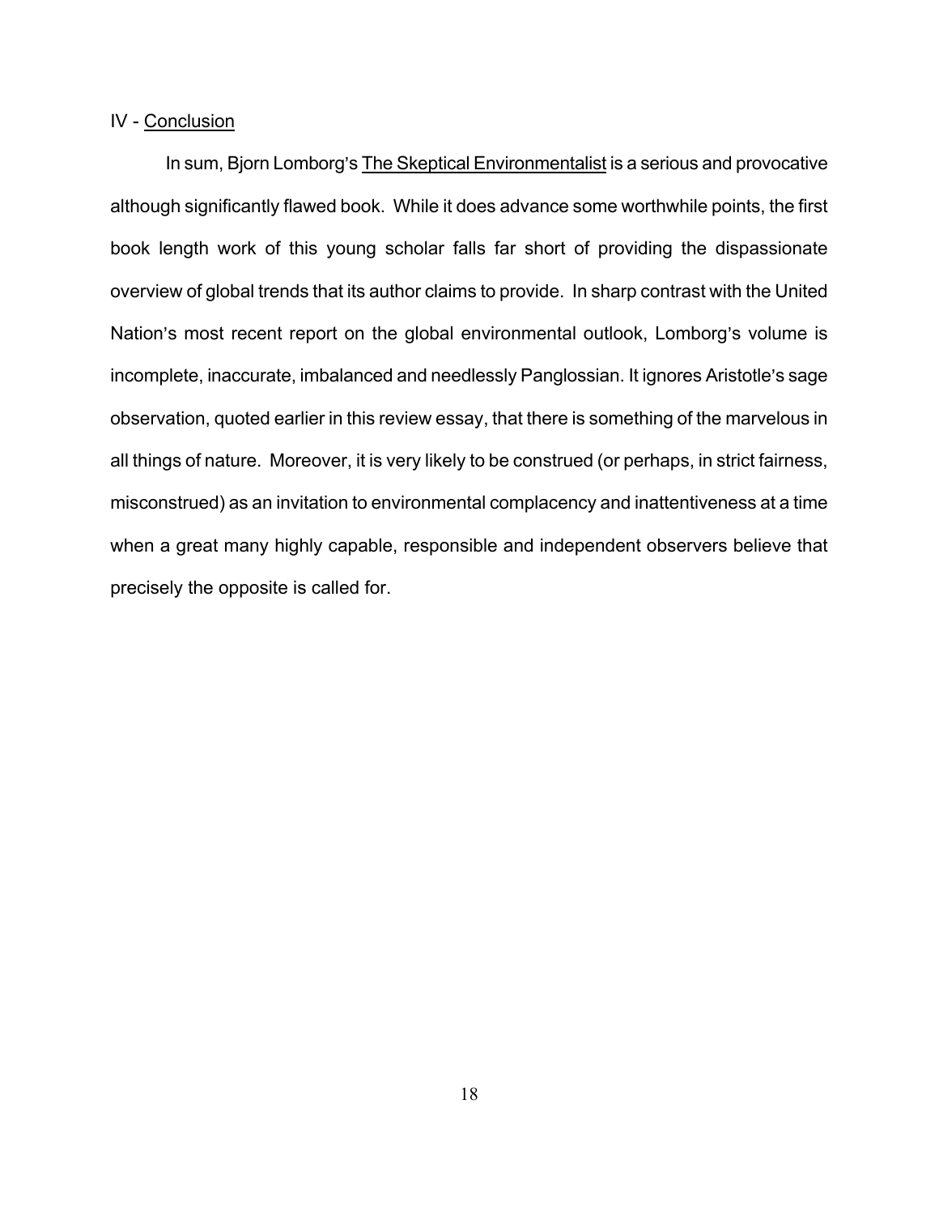## IV - Conclusion

In sum, Bjorn Lomborg's The Skeptical Environmentalist is a serious and provocative although significantly flawed book. While it does advance some worthwhile points, the first book length work of this young scholar falls far short of providing the dispassionate overview of global trends that its author claims to provide. In sharp contrast with the United Nation's most recent report on the global environmental outlook, Lomborg's volume is incomplete, inaccurate, imbalanced and needlessly Panglossian. It ignores Aristotle's sage observation, quoted earlier in this review essay, that there is something of the marvelous in all things of nature. Moreover, it is very likely to be construed (or perhaps, in strict fairness, misconstrued) as an invitation to environmental complacency and inattentiveness at a time when a great many highly capable, responsible and independent observers believe that precisely the opposite is called for.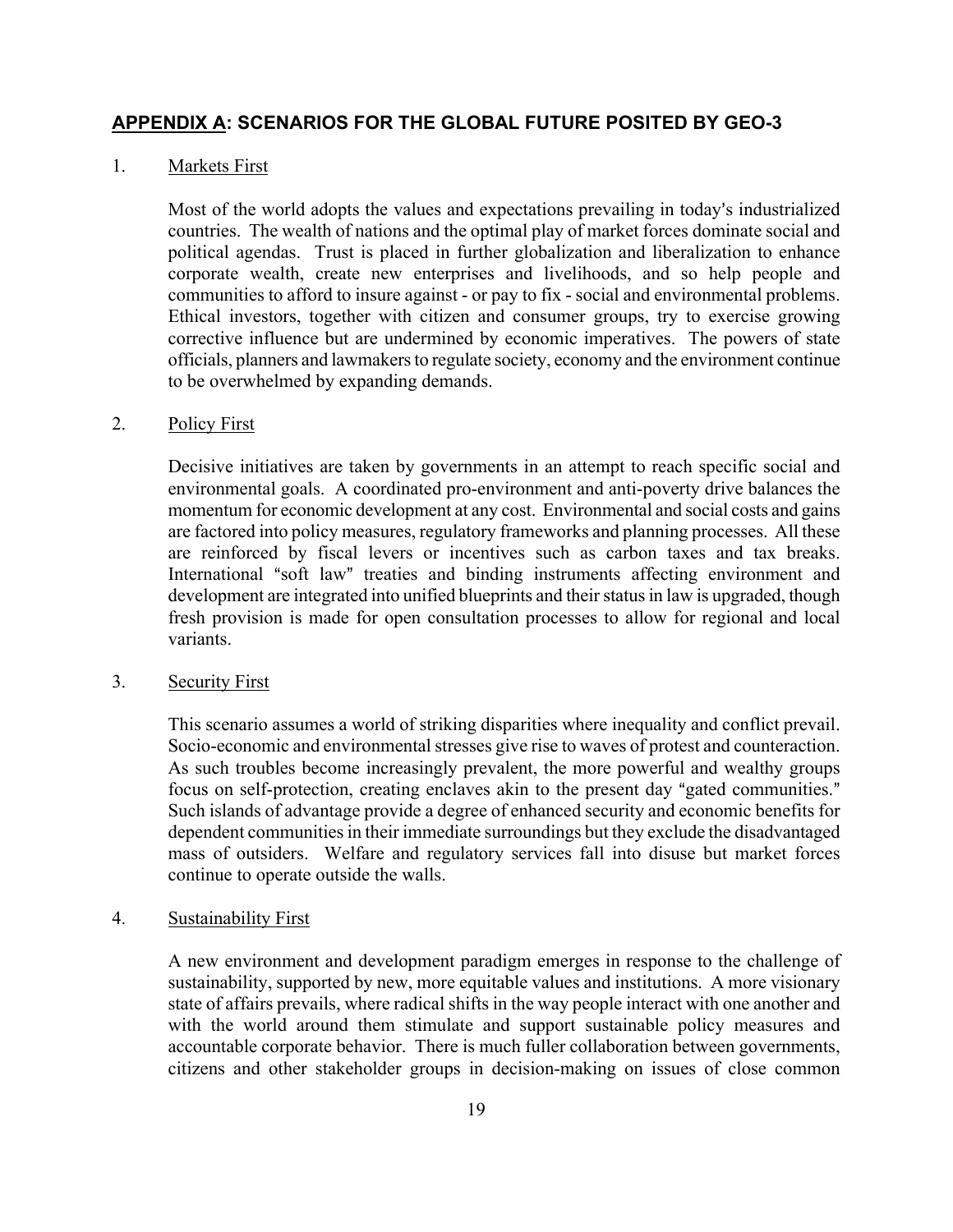## **APPENDIX A**: SCENARIOS FOR THE GLOBAL FUTURE POSITED BY GEO-3

1. Markets First

   Most of the world adopts the values and expectations prevailing in today's industrialized countries. The wealth of nations and the optimal play of market forces dominate social and political agendas. Trust is placed in further globalization and liberalization to enhance corporate wealth, create new enterprises and livelihoods, and so help people and communities to afford to insure against - or pay to fix - social and environmental problems. Ethical investors, together with citizen and consumer groups, try to exercise growing corrective influence but are undermined by economic imperatives. The powers of state officials, planners and lawmakers to regulate society, economy and the environment continue to be overwhelmed by expanding demands.

2. Policy First

   Decisive initiatives are taken by governments in an attempt to reach specific social and environmental goals. A coordinated pro-environment and anti-poverty drive balances the momentum for economic development at any cost. Environmental and social costs and gains are factored into policy measures, regulatory frameworks and planning processes. All these are reinforced by fiscal levers or incentives such as carbon taxes and tax breaks. International "soft law" treaties and binding instruments affecting environment and development are integrated into unified blueprints and their status in law is upgraded, though fresh provision is made for open consultation processes to allow for regional and local variants.

3. Security First

   This scenario assumes a world of striking disparities where inequality and conflict prevail. Socio-economic and environmental stresses give rise to waves of protest and counteraction. As such troubles become increasingly prevalent, the more powerful and wealthy groups focus on self-protection, creating enclaves akin to the present day "gated communities." Such islands of advantage provide a degree of enhanced security and economic benefits for dependent communities in their immediate surroundings but they exclude the disadvantaged mass of outsiders. Welfare and regulatory services fall into disuse but market forces continue to operate outside the walls.

4. Sustainability First

   A new environment and development paradigm emerges in response to the challenge of sustainability, supported by new, more equitable values and institutions. A more visionary state of affairs prevails, where radical shifts in the way people interact with one another and with the world around them stimulate and support sustainable policy measures and accountable corporate behavior. There is much fuller collaboration between governments, citizens and other stakeholder groups in decision-making on issues of close common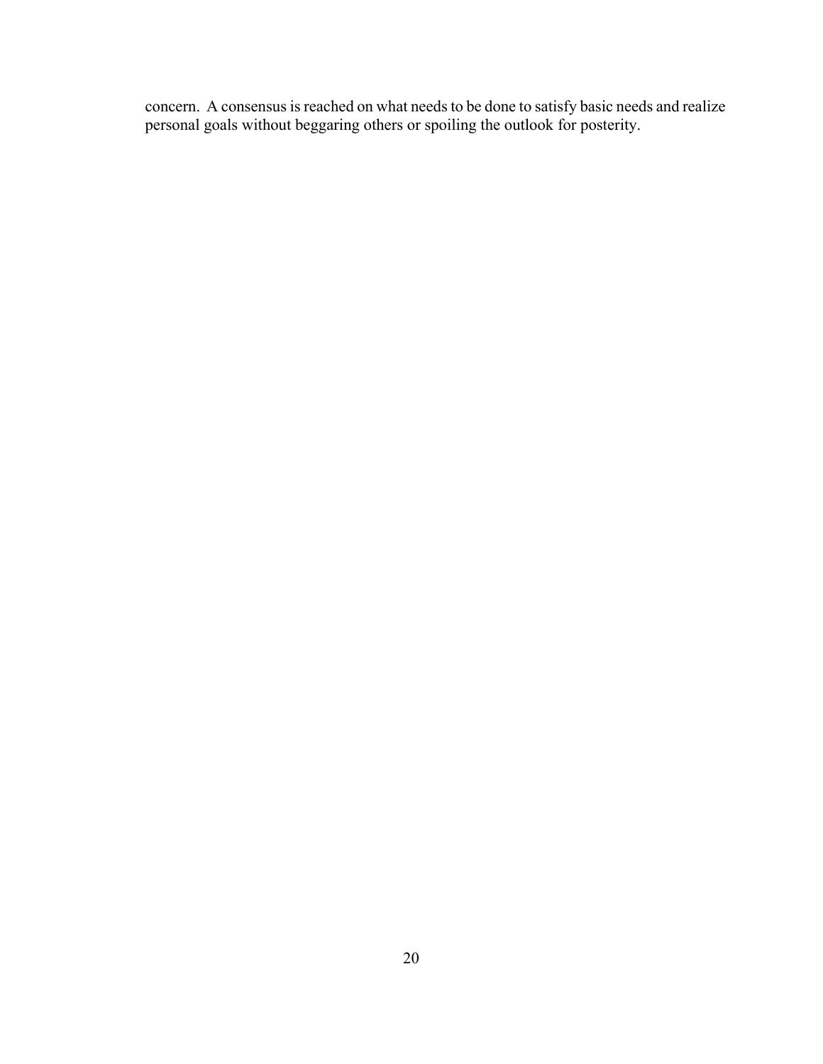concern. A consensus is reached on what needs to be done to satisfy basic needs and realize personal goals without beggaring others or spoiling the outlook for posterity.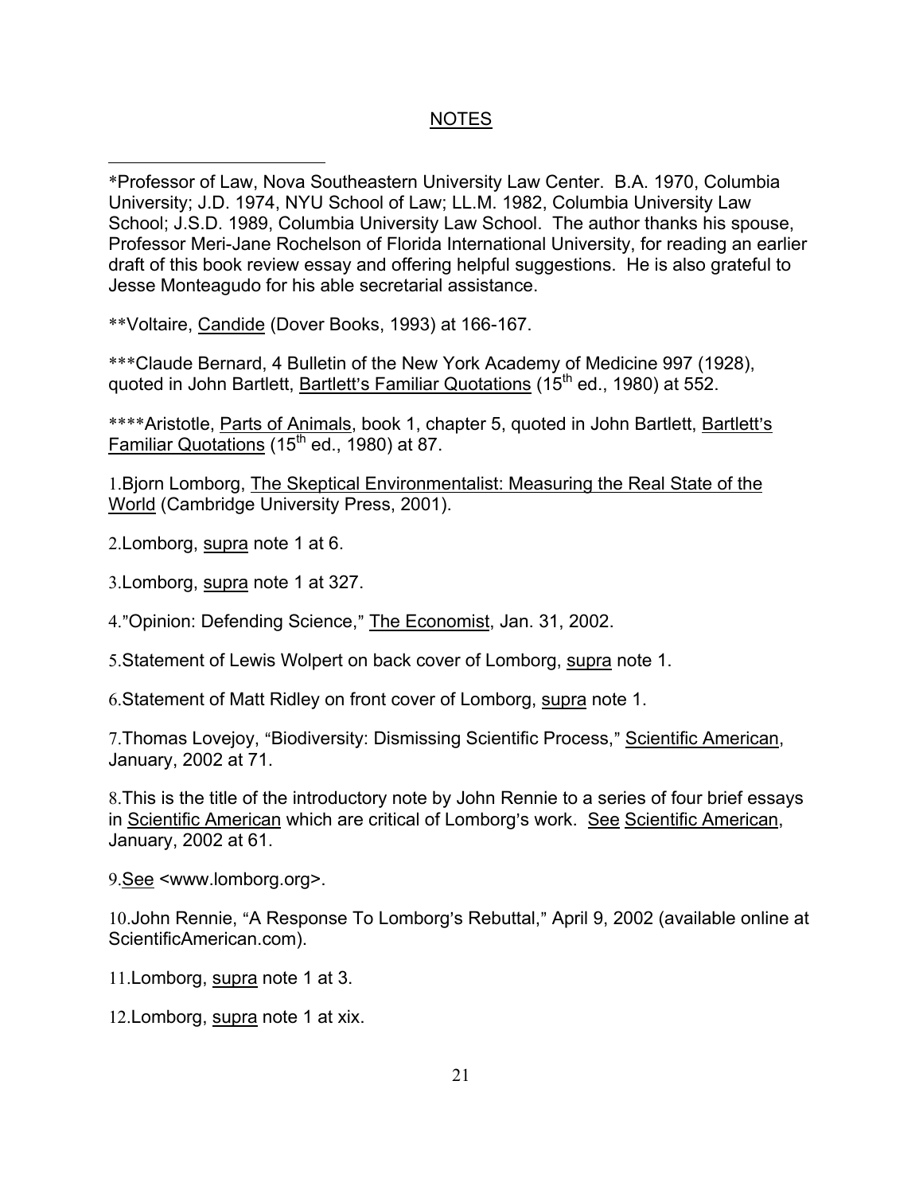## NOTES

*Professor of Law, Nova Southeastern University Law Center. B.A. 1970, Columbia University; J.D. 1974, NYU School of Law; LL.M. 1982, Columbia University Law School; J.S.D. 1989, Columbia University Law School. The author thanks his spouse, Professor Meri-Jane Rochelson of Florida International University, for reading an earlier draft of this book review essay and offering helpful suggestions. He is also grateful to Jesse Monteagudo for his able secretarial assistance.

**Voltaire, Candide (Dover Books, 1993) at 166-167.

***Claude Bernard, 4 Bulletin of the New York Academy of Medicine 997 (1928), quoted in John Bartlett, Bartlett's Familiar Quotations (15th ed., 1980) at 552.

****Aristotle, Parts of Animals, book 1, chapter 5, quoted in John Bartlett, Bartlett's Familiar Quotations (15th ed., 1980) at 87.

1.Bjorn Lomborg, The Skeptical Environmentalist: Measuring the Real State of the World (Cambridge University Press, 2001).

2.Lomborg, supra note 1 at 6.

3.Lomborg, supra note 1 at 327.

4."Opinion: Defending Science," The Economist, Jan. 31, 2002.

5.Statement of Lewis Wolpert on back cover of Lomborg, supra note 1.

6.Statement of Matt Ridley on front cover of Lomborg, supra note 1.

7.Thomas Lovejoy, "Biodiversity: Dismissing Scientific Process," Scientific American, January, 2002 at 71.

8.This is the title of the introductory note by John Rennie to a series of four brief essays in Scientific American which are critical of Lomborg's work. See Scientific American, January, 2002 at 61.

9.See <www.lomborg.org>.

10.John Rennie, "A Response To Lomborg's Rebuttal," April 9, 2002 (available online at ScientificAmerican.com).

11.Lomborg, supra note 1 at 3.

12.Lomborg, supra note 1 at xix.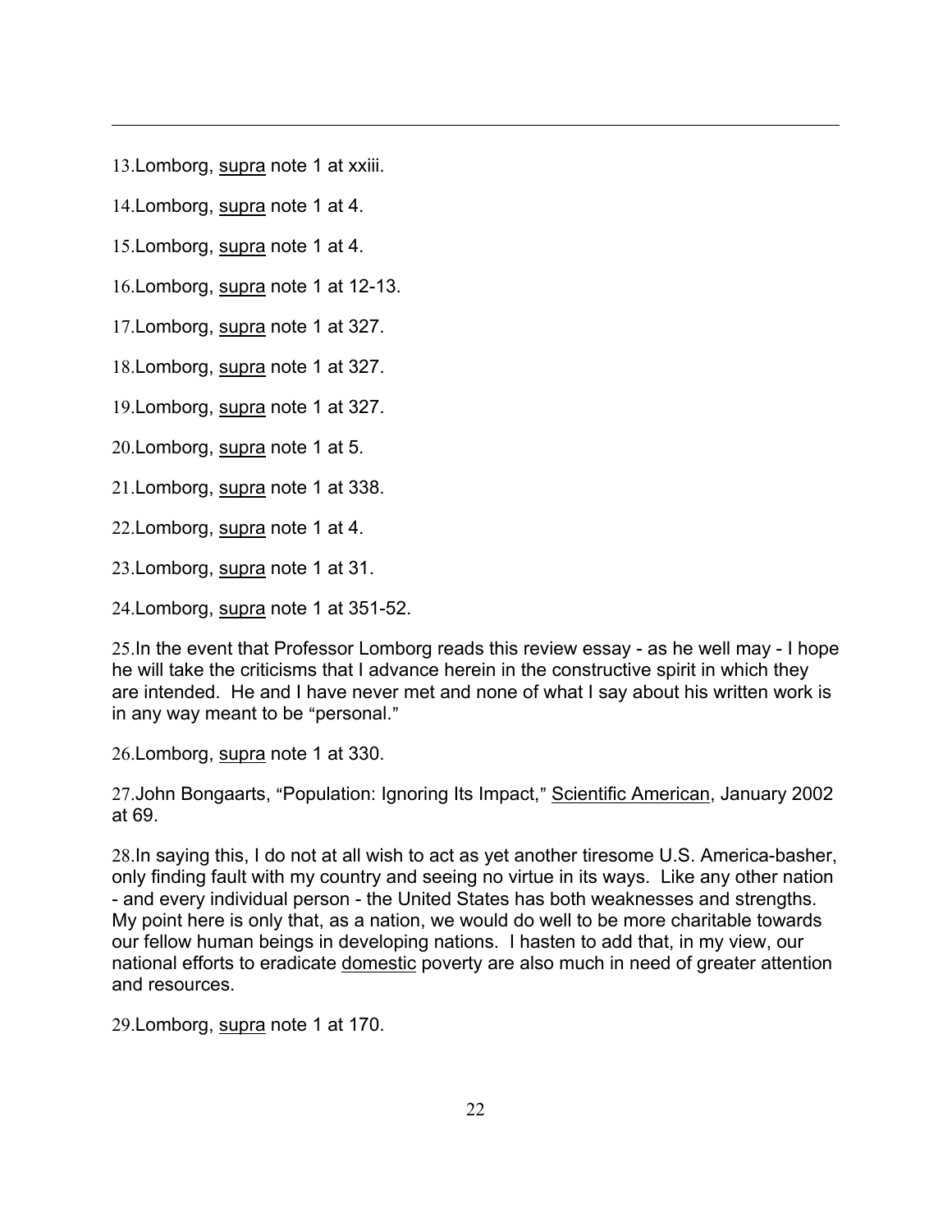13.Lomborg, supra note 1 at xxiii.

14.Lomborg, supra note 1 at 4.

15.Lomborg, supra note 1 at 4.

16.Lomborg, supra note 1 at 12-13.

17.Lomborg, supra note 1 at 327.

18.Lomborg, supra note 1 at 327.

19.Lomborg, supra note 1 at 327.

20.Lomborg, supra note 1 at 5.

21.Lomborg, supra note 1 at 338.

22.Lomborg, supra note 1 at 4.

23.Lomborg, supra note 1 at 31.

24.Lomborg, supra note 1 at 351-52.

25.In the event that Professor Lomborg reads this review essay - as he well may - I hope he will take the criticisms that I advance herein in the constructive spirit in which they are intended. He and I have never met and none of what I say about his written work is in any way meant to be "personal."

26.Lomborg, supra note 1 at 330.

27.John Bongaarts, "Population: Ignoring Its Impact," Scientific American, January 2002 at 69.

28.In saying this, I do not at all wish to act as yet another tiresome U.S. America-basher, only finding fault with my country and seeing no virtue in its ways. Like any other nation - and every individual person - the United States has both weaknesses and strengths. My point here is only that, as a nation, we would do well to be more charitable towards our fellow human beings in developing nations. I hasten to add that, in my view, our national efforts to eradicate domestic poverty are also much in need of greater attention and resources.

29.Lomborg, supra note 1 at 170.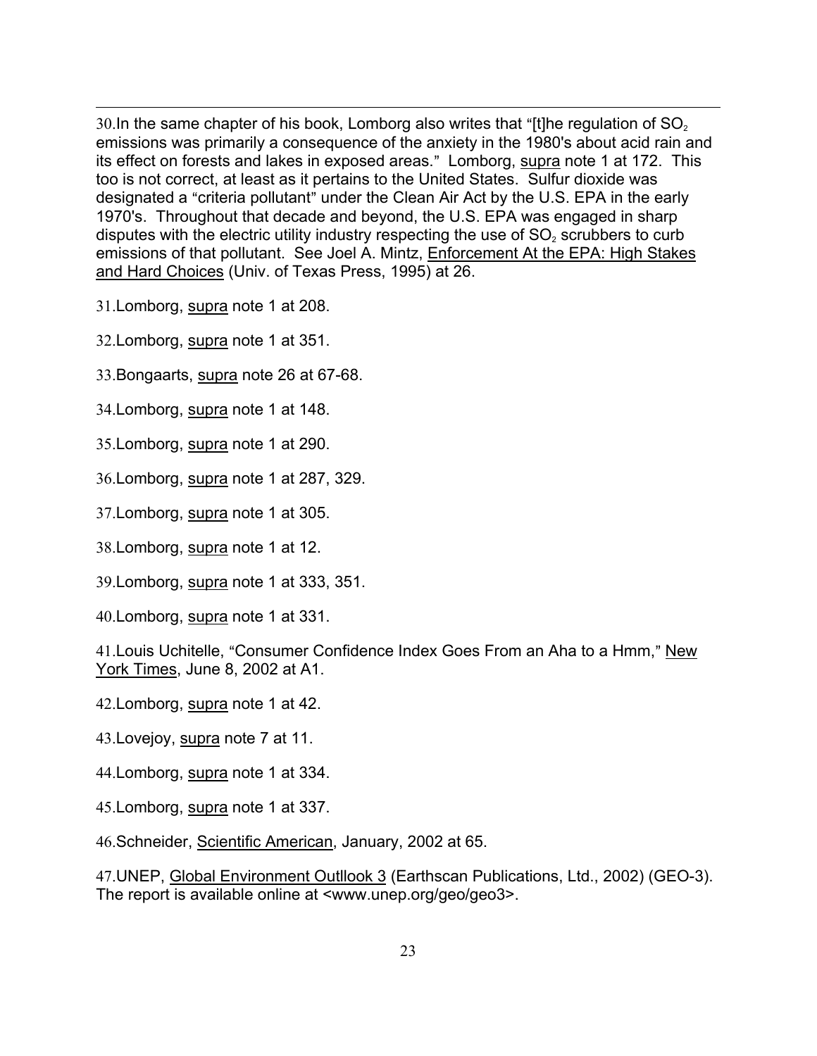30.In the same chapter of his book, Lomborg also writes that "[t]he regulation of $SO_2$ emissions was primarily a consequence of the anxiety in the 1980's about acid rain and its effect on forests and lakes in exposed areas." Lomborg, supra note 1 at 172. This too is not correct, at least as it pertains to the United States. Sulfur dioxide was designated a "criteria pollutant" under the Clean Air Act by the U.S. EPA in the early 1970's. Throughout that decade and beyond, the U.S. EPA was engaged in sharp disputes with the electric utility industry respecting the use of $SO_2$ scrubbers to curb emissions of that pollutant. See Joel A. Mintz, Enforcement At the EPA: High Stakes and Hard Choices (Univ. of Texas Press, 1995) at 26.

31.Lomborg, supra note 1 at 208.

32.Lomborg, supra note 1 at 351.

33.Bongaarts, supra note 26 at 67-68.

34.Lomborg, supra note 1 at 148.

35.Lomborg, supra note 1 at 290.

36.Lomborg, supra note 1 at 287, 329.

37.Lomborg, supra note 1 at 305.

38.Lomborg, supra note 1 at 12.

39.Lomborg, supra note 1 at 333, 351.

40.Lomborg, supra note 1 at 331.

41.Louis Uchitelle, "Consumer Confidence Index Goes From an Aha to a Hmm," New York Times, June 8, 2002 at A1.

42.Lomborg, supra note 1 at 42.

43.Lovejoy, supra note 7 at 11.

44.Lomborg, supra note 1 at 334.

45.Lomborg, supra note 1 at 337.

46.Schneider, Scientific American, January, 2002 at 65.

47.UNEP, Global Environment Outllook 3 (Earthscan Publications, Ltd., 2002) (GEO-3). The report is available online at <www.unep.org/geo/geo3>.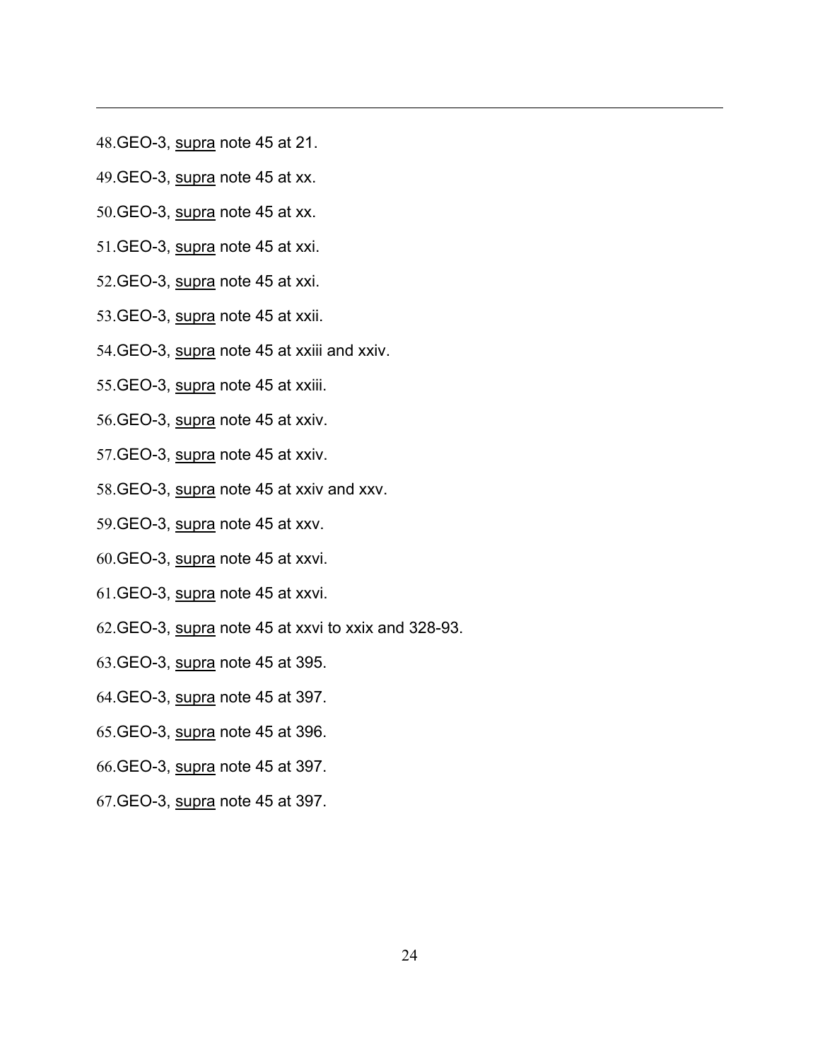48.GEO-3, supra note 45 at 21.

49.GEO-3, supra note 45 at xx.

50.GEO-3, supra note 45 at xx.

51.GEO-3, supra note 45 at xxi.

52.GEO-3, supra note 45 at xxi.

53.GEO-3, supra note 45 at xxii.

54.GEO-3, supra note 45 at xxiii and xxiv.

55.GEO-3, supra note 45 at xxiii.

56.GEO-3, supra note 45 at xxiv.

57.GEO-3, supra note 45 at xxiv.

58.GEO-3, supra note 45 at xxiv and xxv.

59.GEO-3, supra note 45 at xxv.

60.GEO-3, supra note 45 at xxvi.

61.GEO-3, supra note 45 at xxvi.

62.GEO-3, supra note 45 at xxvi to xxix and 328-93.

63.GEO-3, supra note 45 at 395.

64.GEO-3, supra note 45 at 397.

65.GEO-3, supra note 45 at 396.

66.GEO-3, supra note 45 at 397.

67.GEO-3, supra note 45 at 397.